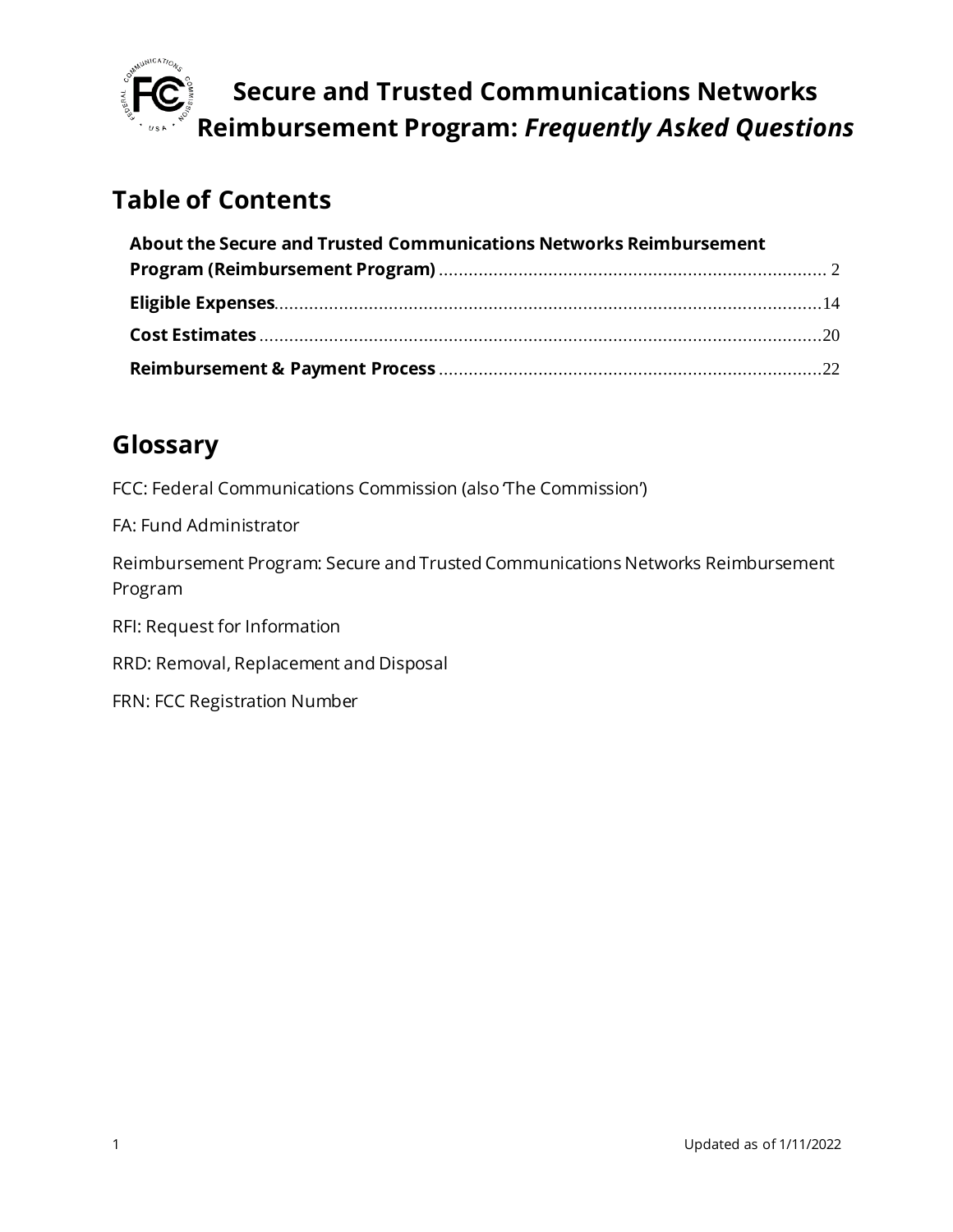# Secure and Trusted Communications Networks Reimbursement Program: *Frequently Asked Questions*

## Table of Contents

**About the Secure and Trusted Communications Networks Reimbursement Program (Reimbursement Program)** .......... 2

**Eligible Expenses** .......... 14

**Cost Estimates** .......... 20

**Reimbursement & Payment Process** .......... 22

## Glossary

FCC: Federal Communications Commission (also 'The Commission')

FA: Fund Administrator

Reimbursement Program: Secure and Trusted Communications Networks Reimbursement Program

RFI: Request for Information

RRD: Removal, Replacement and Disposal

FRN: FCC Registration Number

Updated as of 1/11/2022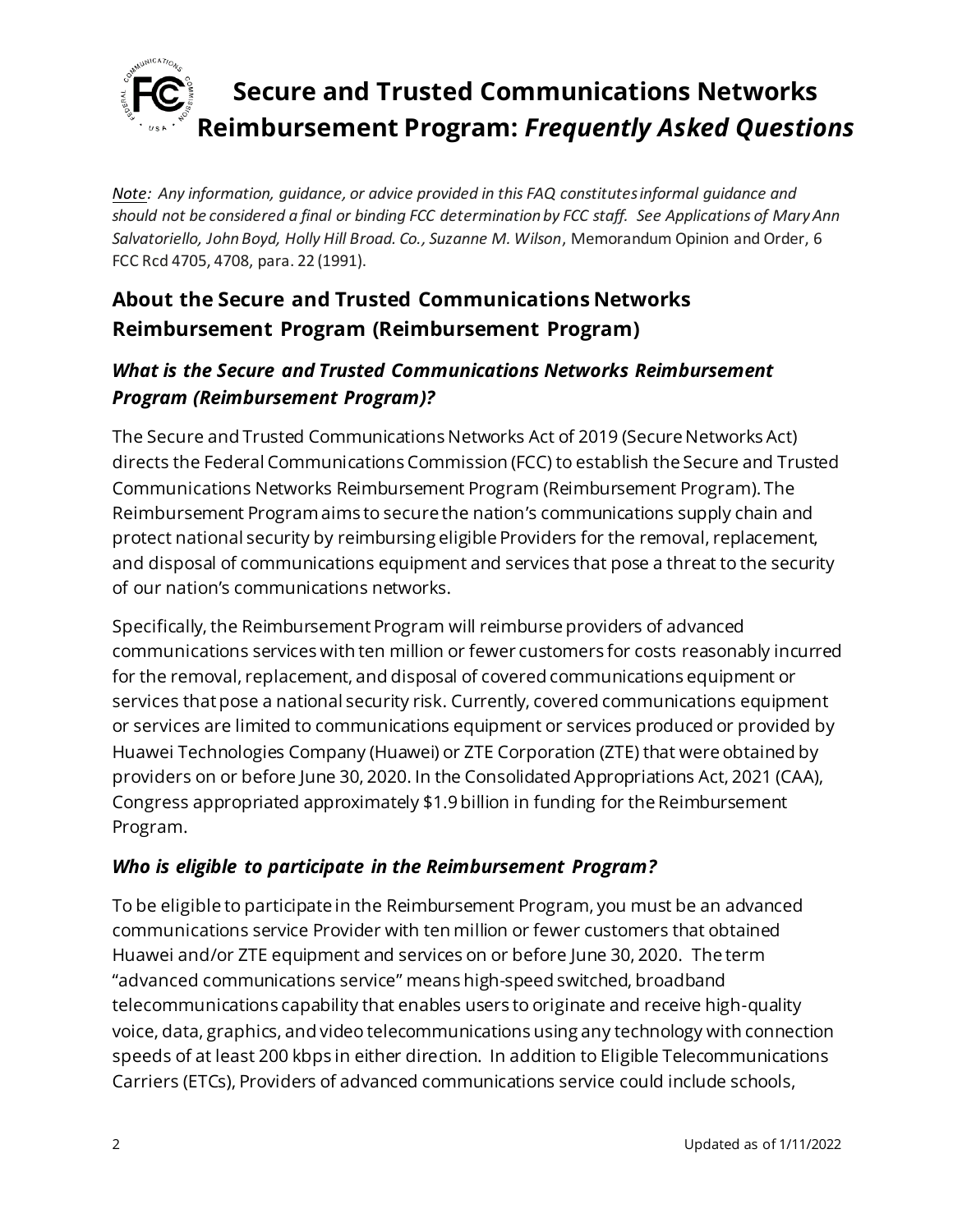# Secure and Trusted Communications Networks Reimbursement Program: *Frequently Asked Questions*

*Note: Any information, guidance, or advice provided in this FAQ constitutes informal guidance and should not be considered a final or binding FCC determination by FCC staff. See Applications of Mary Ann Salvatoriello, John Boyd, Holly Hill Broad. Co., Suzanne M. Wilson*, Memorandum Opinion and Order, 6 FCC Rcd 4705, 4708, para. 22 (1991).

## About the Secure and Trusted Communications Networks Reimbursement Program (Reimbursement Program)

### *What is the Secure and Trusted Communications Networks Reimbursement Program (Reimbursement Program)?*

The Secure and Trusted Communications Networks Act of 2019 (Secure Networks Act) directs the Federal Communications Commission (FCC) to establish the Secure and Trusted Communications Networks Reimbursement Program (Reimbursement Program). The Reimbursement Program aims to secure the nation's communications supply chain and protect national security by reimbursing eligible Providers for the removal, replacement, and disposal of communications equipment and services that pose a threat to the security of our nation's communications networks.

Specifically, the Reimbursement Program will reimburse providers of advanced communications services with ten million or fewer customers for costs reasonably incurred for the removal, replacement, and disposal of covered communications equipment or services that pose a national security risk. Currently, covered communications equipment or services are limited to communications equipment or services produced or provided by Huawei Technologies Company (Huawei) or ZTE Corporation (ZTE) that were obtained by providers on or before June 30, 2020. In the Consolidated Appropriations Act, 2021 (CAA), Congress appropriated approximately $1.9 billion in funding for the Reimbursement Program.

### *Who is eligible to participate in the Reimbursement Program?*

To be eligible to participate in the Reimbursement Program, you must be an advanced communications service Provider with ten million or fewer customers that obtained Huawei and/or ZTE equipment and services on or before June 30, 2020. The term "advanced communications service" means high-speed switched, broadband telecommunications capability that enables users to originate and receive high-quality voice, data, graphics, and video telecommunications using any technology with connection speeds of at least 200 kbps in either direction. In addition to Eligible Telecommunications Carriers (ETCs), Providers of advanced communications service could include schools,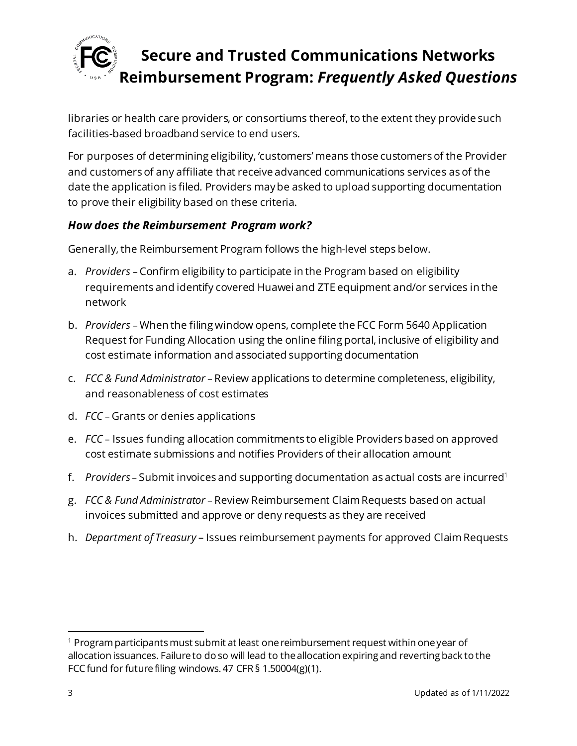libraries or health care providers, or consortiums thereof, to the extent they provide such facilities-based broadband service to end users.

For purposes of determining eligibility, 'customers' means those customers of the Provider and customers of any affiliate that receive advanced communications services as of the date the application is filed. Providers may be asked to upload supporting documentation to prove their eligibility based on these criteria.

### *How does the Reimbursement Program work?*

Generally, the Reimbursement Program follows the high-level steps below.

a. *Providers* – Confirm eligibility to participate in the Program based on eligibility requirements and identify covered Huawei and ZTE equipment and/or services in the network

b. *Providers* – When the filing window opens, complete the FCC Form 5640 Application Request for Funding Allocation using the online filing portal, inclusive of eligibility and cost estimate information and associated supporting documentation

c. *FCC & Fund Administrator* – Review applications to determine completeness, eligibility, and reasonableness of cost estimates

d. *FCC* – Grants or denies applications

e. *FCC* – Issues funding allocation commitments to eligible Providers based on approved cost estimate submissions and notifies Providers of their allocation amount

f. *Providers* – Submit invoices and supporting documentation as actual costs are incurred[1]

g. *FCC & Fund Administrator* – Review Reimbursement Claim Requests based on actual invoices submitted and approve or deny requests as they are received

h. *Department of Treasury* – Issues reimbursement payments for approved Claim Requests

---

[1] Program participants must submit at least one reimbursement request within one year of allocation issuances. Failure to do so will lead to the allocation expiring and reverting back to the FCC fund for future filing windows. 47 CFR § 1.50004(g)(1).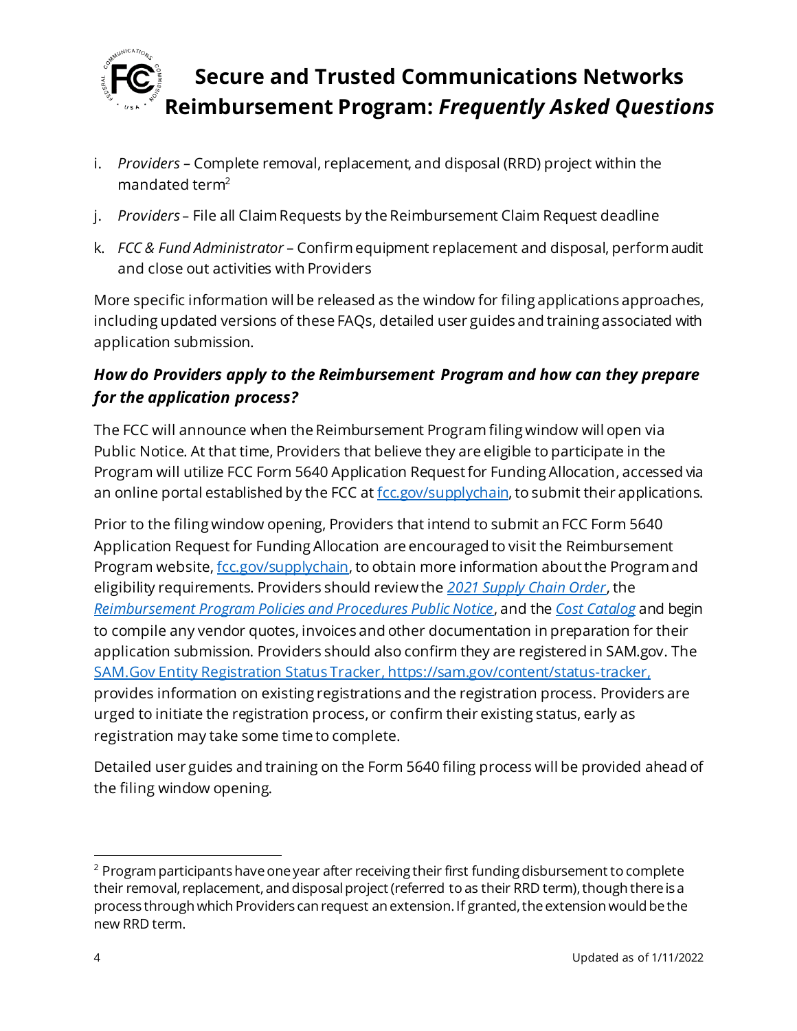i. *Providers* – Complete removal, replacement, and disposal (RRD) project within the mandated term[2]

j. *Providers* – File all Claim Requests by the Reimbursement Claim Request deadline

k. *FCC & Fund Administrator* – Confirm equipment replacement and disposal, perform audit and close out activities with Providers

More specific information will be released as the window for filing applications approaches, including updated versions of these FAQs, detailed user guides and training associated with application submission.

### *How do Providers apply to the Reimbursement Program and how can they prepare for the application process?*

The FCC will announce when the Reimbursement Program filing window will open via Public Notice. At that time, Providers that believe they are eligible to participate in the Program will utilize FCC Form 5640 Application Request for Funding Allocation, accessed via an online portal established by the FCC at [fcc.gov/supplychain](fcc.gov/supplychain), to submit their applications.

Prior to the filing window opening, Providers that intend to submit an FCC Form 5640 Application Request for Funding Allocation are encouraged to visit the Reimbursement Program website, [fcc.gov/supplychain](fcc.gov/supplychain), to obtain more information about the Program and eligibility requirements. Providers should review the *2021 Supply Chain Order*, the *Reimbursement Program Policies and Procedures Public Notice*, and the *Cost Catalog* and begin to compile any vendor quotes, invoices and other documentation in preparation for their application submission. Providers should also confirm they are registered in SAM.gov. The [SAM.Gov Entity Registration Status Tracker, https://sam.gov/content/status-tracker,](https://sam.gov/content/status-tracker) provides information on existing registrations and the registration process. Providers are urged to initiate the registration process, or confirm their existing status, early as registration may take some time to complete.

Detailed user guides and training on the Form 5640 filing process will be provided ahead of the filing window opening.

---

[2] Program participants have one year after receiving their first funding disbursement to complete their removal, replacement, and disposal project (referred to as their RRD term), though there is a process through which Providers can request an extension. If granted, the extension would be the new RRD term.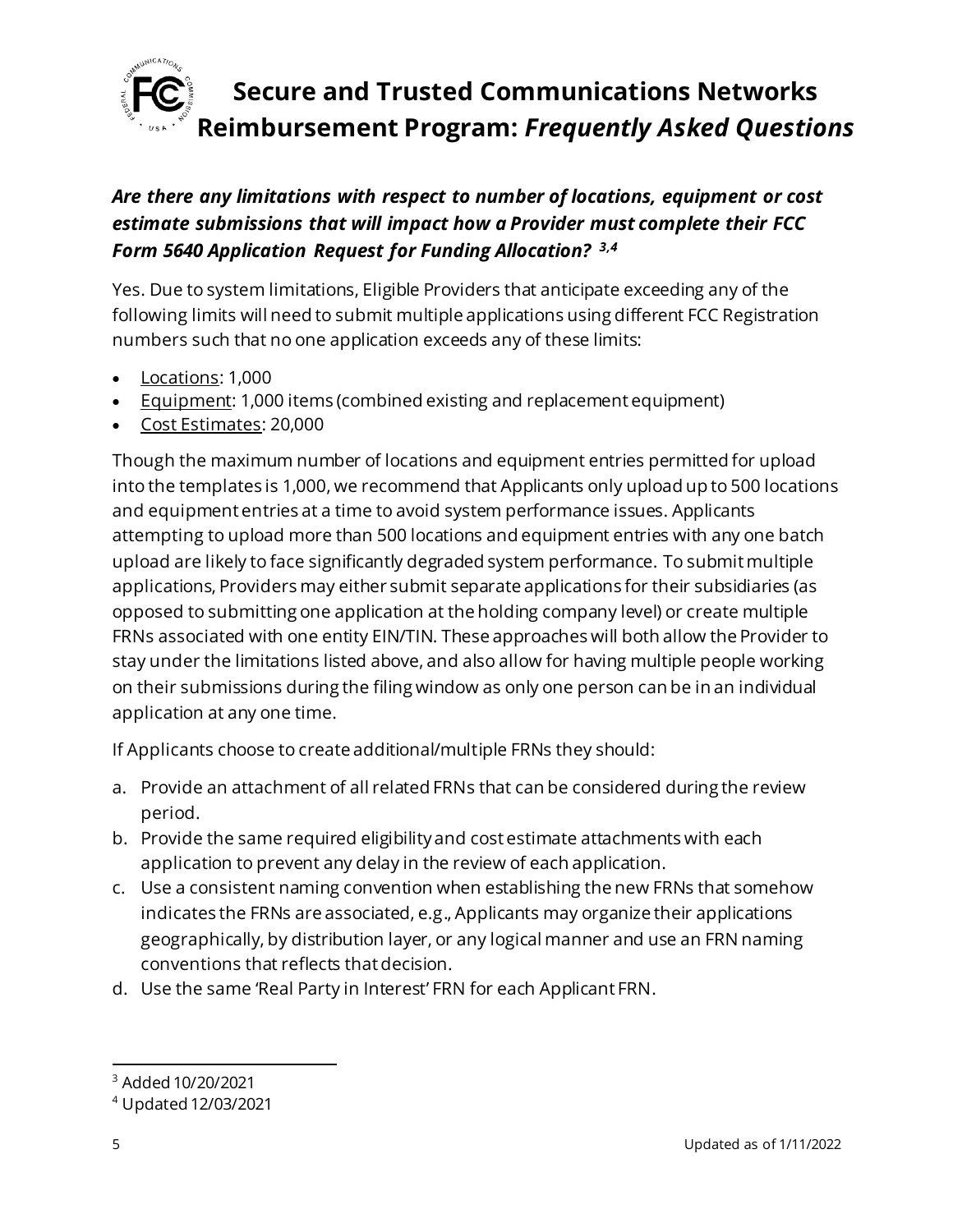### *Are there any limitations with respect to number of locations, equipment or cost estimate submissions that will impact how a Provider must complete their FCC Form 5640 Application Request for Funding Allocation?* [3,4]

Yes. Due to system limitations, Eligible Providers that anticipate exceeding any of the following limits will need to submit multiple applications using different FCC Registration numbers such that no one application exceeds any of these limits:

- <u>Locations</u>: 1,000
- <u>Equipment</u>: 1,000 items (combined existing and replacement equipment)
- <u>Cost Estimates</u>: 20,000

Though the maximum number of locations and equipment entries permitted for upload into the templates is 1,000, we recommend that Applicants only upload up to 500 locations and equipment entries at a time to avoid system performance issues. Applicants attempting to upload more than 500 locations and equipment entries with any one batch upload are likely to face significantly degraded system performance. To submit multiple applications, Providers may either submit separate applications for their subsidiaries (as opposed to submitting one application at the holding company level) or create multiple FRNs associated with one entity EIN/TIN. These approaches will both allow the Provider to stay under the limitations listed above, and also allow for having multiple people working on their submissions during the filing window as only one person can be in an individual application at any one time.

If Applicants choose to create additional/multiple FRNs they should:

a. Provide an attachment of all related FRNs that can be considered during the review period.
b. Provide the same required eligibility and cost estimate attachments with each application to prevent any delay in the review of each application.
c. Use a consistent naming convention when establishing the new FRNs that somehow indicates the FRNs are associated, e.g., Applicants may organize their applications geographically, by distribution layer, or any logical manner and use an FRN naming conventions that reflects that decision.
d. Use the same 'Real Party in Interest' FRN for each Applicant FRN.

---

[3] Added 10/20/2021

[4] Updated 12/03/2021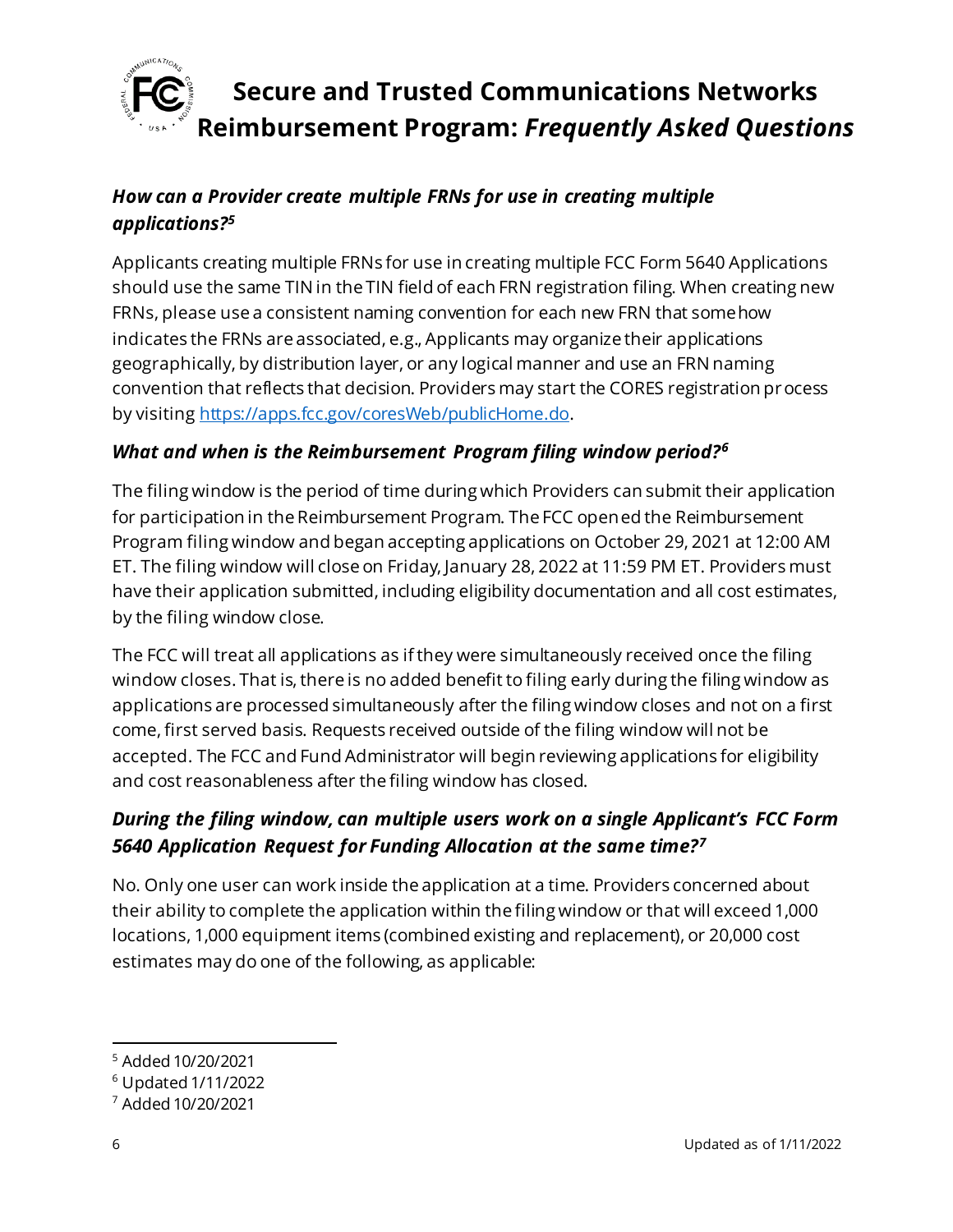### *How can a Provider create multiple FRNs for use in creating multiple applications?*[5]

Applicants creating multiple FRNs for use in creating multiple FCC Form 5640 Applications should use the same TIN in the TIN field of each FRN registration filing. When creating new FRNs, please use a consistent naming convention for each new FRN that somehow indicates the FRNs are associated, e.g., Applicants may organize their applications geographically, by distribution layer, or any logical manner and use an FRN naming convention that reflects that decision. Providers may start the CORES registration process by visiting [https://apps.fcc.gov/coresWeb/publicHome.do](https://apps.fcc.gov/coresWeb/publicHome.do).

### *What and when is the Reimbursement Program filing window period?*[6]

The filing window is the period of time during which Providers can submit their application for participation in the Reimbursement Program. The FCC opened the Reimbursement Program filing window and began accepting applications on October 29, 2021 at 12:00 AM ET. The filing window will close on Friday, January 28, 2022 at 11:59 PM ET. Providers must have their application submitted, including eligibility documentation and all cost estimates, by the filing window close.

The FCC will treat all applications as if they were simultaneously received once the filing window closes. That is, there is no added benefit to filing early during the filing window as applications are processed simultaneously after the filing window closes and not on a first come, first served basis. Requests received outside of the filing window will not be accepted. The FCC and Fund Administrator will begin reviewing applications for eligibility and cost reasonableness after the filing window has closed.

### *During the filing window, can multiple users work on a single Applicant's FCC Form 5640 Application Request for Funding Allocation at the same time?*[7]

No. Only one user can work inside the application at a time. Providers concerned about their ability to complete the application within the filing window or that will exceed 1,000 locations, 1,000 equipment items (combined existing and replacement), or 20,000 cost estimates may do one of the following, as applicable:

---

[5] Added 10/20/2021

[6] Updated 1/11/2022

[7] Added 10/20/2021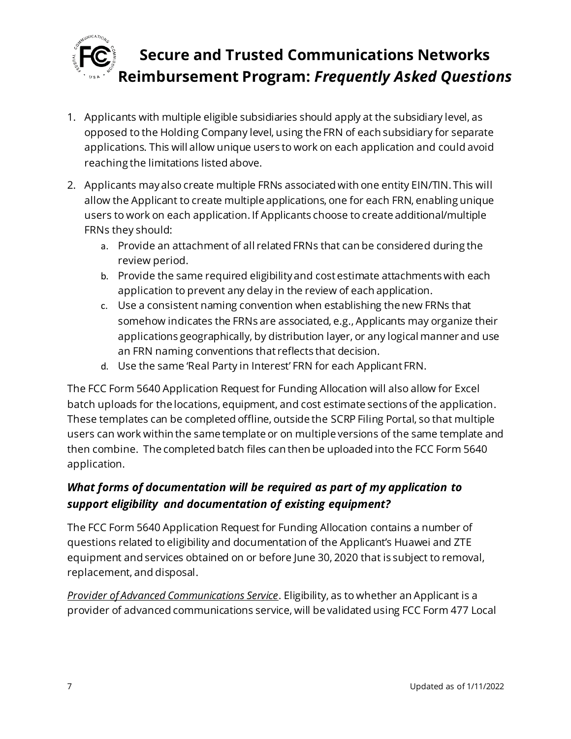1. Applicants with multiple eligible subsidiaries should apply at the subsidiary level, as opposed to the Holding Company level, using the FRN of each subsidiary for separate applications. This will allow unique users to work on each application and could avoid reaching the limitations listed above.
2. Applicants may also create multiple FRNs associated with one entity EIN/TIN. This will allow the Applicant to create multiple applications, one for each FRN, enabling unique users to work on each application. If Applicants choose to create additional/multiple FRNs they should:
   a. Provide an attachment of all related FRNs that can be considered during the review period.
   b. Provide the same required eligibility and cost estimate attachments with each application to prevent any delay in the review of each application.
   c. Use a consistent naming convention when establishing the new FRNs that somehow indicates the FRNs are associated, e.g., Applicants may organize their applications geographically, by distribution layer, or any logical manner and use an FRN naming conventions that reflects that decision.
   d. Use the same 'Real Party in Interest' FRN for each Applicant FRN.

The FCC Form 5640 Application Request for Funding Allocation will also allow for Excel batch uploads for the locations, equipment, and cost estimate sections of the application. These templates can be completed offline, outside the SCRP Filing Portal, so that multiple users can work within the same template or on multiple versions of the same template and then combine. The completed batch files can then be uploaded into the FCC Form 5640 application.

### *What forms of documentation will be required as part of my application to support eligibility and documentation of existing equipment?*

The FCC Form 5640 Application Request for Funding Allocation contains a number of questions related to eligibility and documentation of the Applicant's Huawei and ZTE equipment and services obtained on or before June 30, 2020 that is subject to removal, replacement, and disposal.

*Provider of Advanced Communications Service*. Eligibility, as to whether an Applicant is a provider of advanced communications service, will be validated using FCC Form 477 Local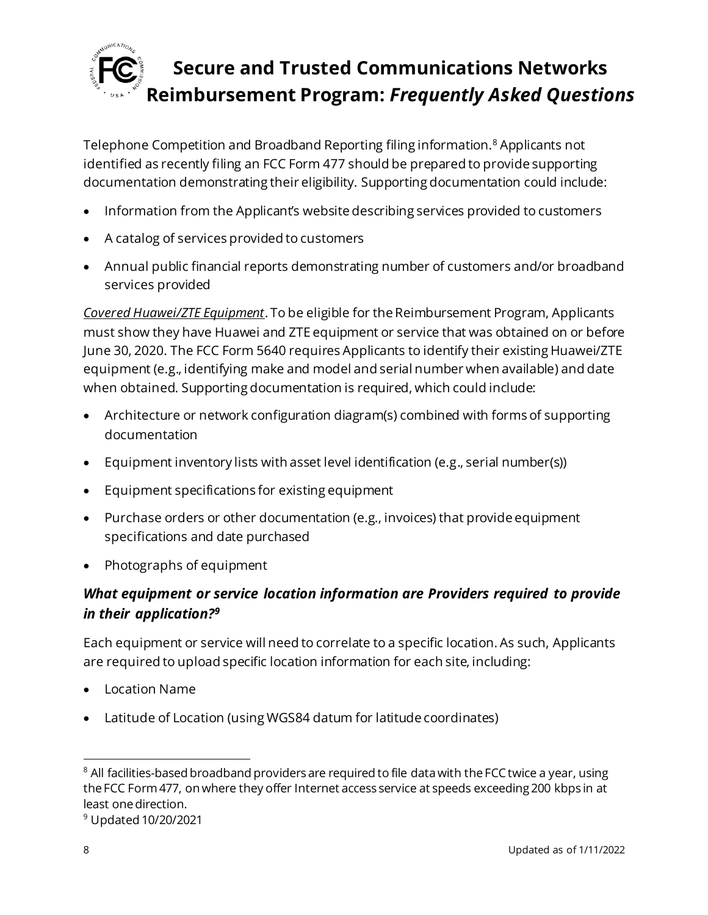Telephone Competition and Broadband Reporting filing information.[8] Applicants not identified as recently filing an FCC Form 477 should be prepared to provide supporting documentation demonstrating their eligibility. Supporting documentation could include:

- Information from the Applicant's website describing services provided to customers
- A catalog of services provided to customers
- Annual public financial reports demonstrating number of customers and/or broadband services provided

*Covered Huawei/ZTE Equipment*. To be eligible for the Reimbursement Program, Applicants must show they have Huawei and ZTE equipment or service that was obtained on or before June 30, 2020. The FCC Form 5640 requires Applicants to identify their existing Huawei/ZTE equipment (e.g., identifying make and model and serial number when available) and date when obtained. Supporting documentation is required, which could include:

- Architecture or network configuration diagram(s) combined with forms of supporting documentation
- Equipment inventory lists with asset level identification (e.g., serial number(s))
- Equipment specifications for existing equipment
- Purchase orders or other documentation (e.g., invoices) that provide equipment specifications and date purchased
- Photographs of equipment

### *What equipment or service location information are Providers required to provide in their application?[9]*

Each equipment or service will need to correlate to a specific location. As such, Applicants are required to upload specific location information for each site, including:

- Location Name
- Latitude of Location (using WGS84 datum for latitude coordinates)

---

[8] All facilities-based broadband providers are required to file data with the FCC twice a year, using the FCC Form 477, on where they offer Internet access service at speeds exceeding 200 kbps in at least one direction.

[9] Updated 10/20/2021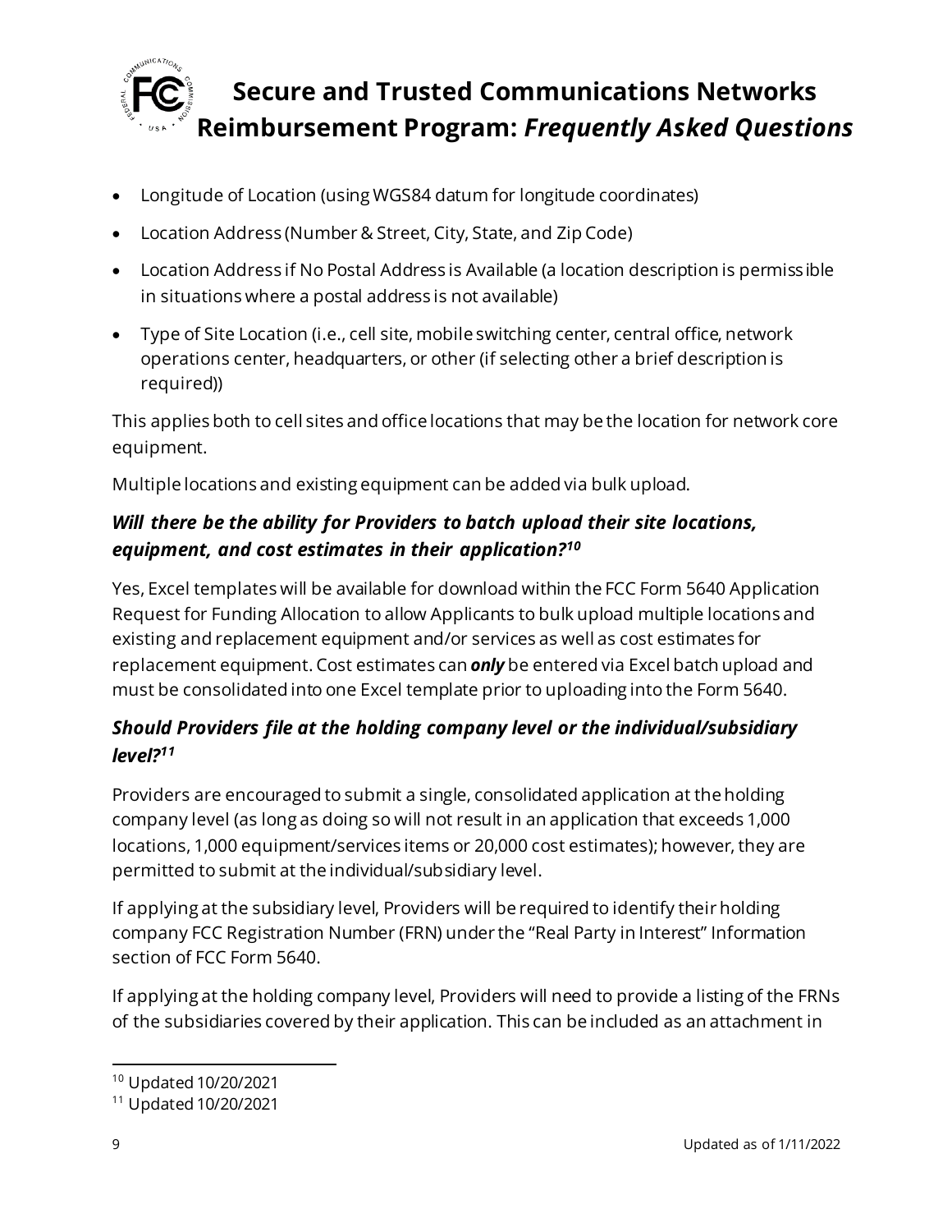- Longitude of Location (using WGS84 datum for longitude coordinates)
- Location Address (Number & Street, City, State, and Zip Code)
- Location Address if No Postal Address is Available (a location description is permissible in situations where a postal address is not available)
- Type of Site Location (i.e., cell site, mobile switching center, central office, network operations center, headquarters, or other (if selecting other a brief description is required))

This applies both to cell sites and office locations that may be the location for network core equipment.

Multiple locations and existing equipment can be added via bulk upload.

### *Will there be the ability for Providers to batch upload their site locations, equipment, and cost estimates in their application?*[10]

Yes, Excel templates will be available for download within the FCC Form 5640 Application Request for Funding Allocation to allow Applicants to bulk upload multiple locations and existing and replacement equipment and/or services as well as cost estimates for replacement equipment. Cost estimates can ***only*** be entered via Excel batch upload and must be consolidated into one Excel template prior to uploading into the Form 5640.

### *Should Providers file at the holding company level or the individual/subsidiary level?*[11]

Providers are encouraged to submit a single, consolidated application at the holding company level (as long as doing so will not result in an application that exceeds 1,000 locations, 1,000 equipment/services items or 20,000 cost estimates); however, they are permitted to submit at the individual/subsidiary level.

If applying at the subsidiary level, Providers will be required to identify their holding company FCC Registration Number (FRN) under the "Real Party in Interest" Information section of FCC Form 5640.

If applying at the holding company level, Providers will need to provide a listing of the FRNs of the subsidiaries covered by their application. This can be included as an attachment in

---

[10] Updated 10/20/2021

[11] Updated 10/20/2021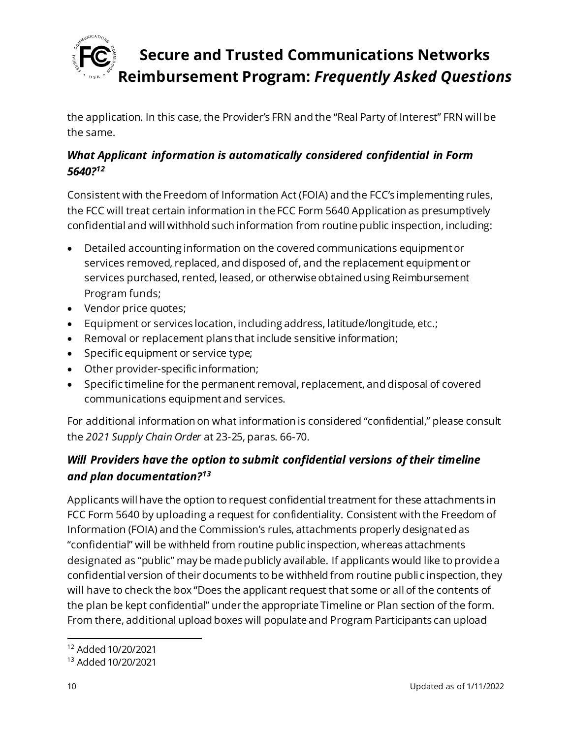the application. In this case, the Provider's FRN and the "Real Party of Interest" FRN will be the same.

### *What Applicant information is automatically considered confidential in Form 5640?*[12]

Consistent with the Freedom of Information Act (FOIA) and the FCC's implementing rules, the FCC will treat certain information in the FCC Form 5640 Application as presumptively confidential and will withhold such information from routine public inspection, including:

- Detailed accounting information on the covered communications equipment or services removed, replaced, and disposed of, and the replacement equipment or services purchased, rented, leased, or otherwise obtained using Reimbursement Program funds;
- Vendor price quotes;
- Equipment or services location, including address, latitude/longitude, etc.;
- Removal or replacement plans that include sensitive information;
- Specific equipment or service type;
- Other provider-specific information;
- Specific timeline for the permanent removal, replacement, and disposal of covered communications equipment and services.

For additional information on what information is considered "confidential," please consult the *2021 Supply Chain Order* at 23-25, paras. 66-70.

### *Will Providers have the option to submit confidential versions of their timeline and plan documentation?*[13]

Applicants will have the option to request confidential treatment for these attachments in FCC Form 5640 by uploading a request for confidentiality. Consistent with the Freedom of Information (FOIA) and the Commission's rules, attachments properly designated as "confidential" will be withheld from routine public inspection, whereas attachments designated as "public" may be made publicly available. If applicants would like to provide a confidential version of their documents to be withheld from routine public inspection, they will have to check the box "Does the applicant request that some or all of the contents of the plan be kept confidential" under the appropriate Timeline or Plan section of the form. From there, additional upload boxes will populate and Program Participants can upload

[12] Added 10/20/2021

[13] Added 10/20/2021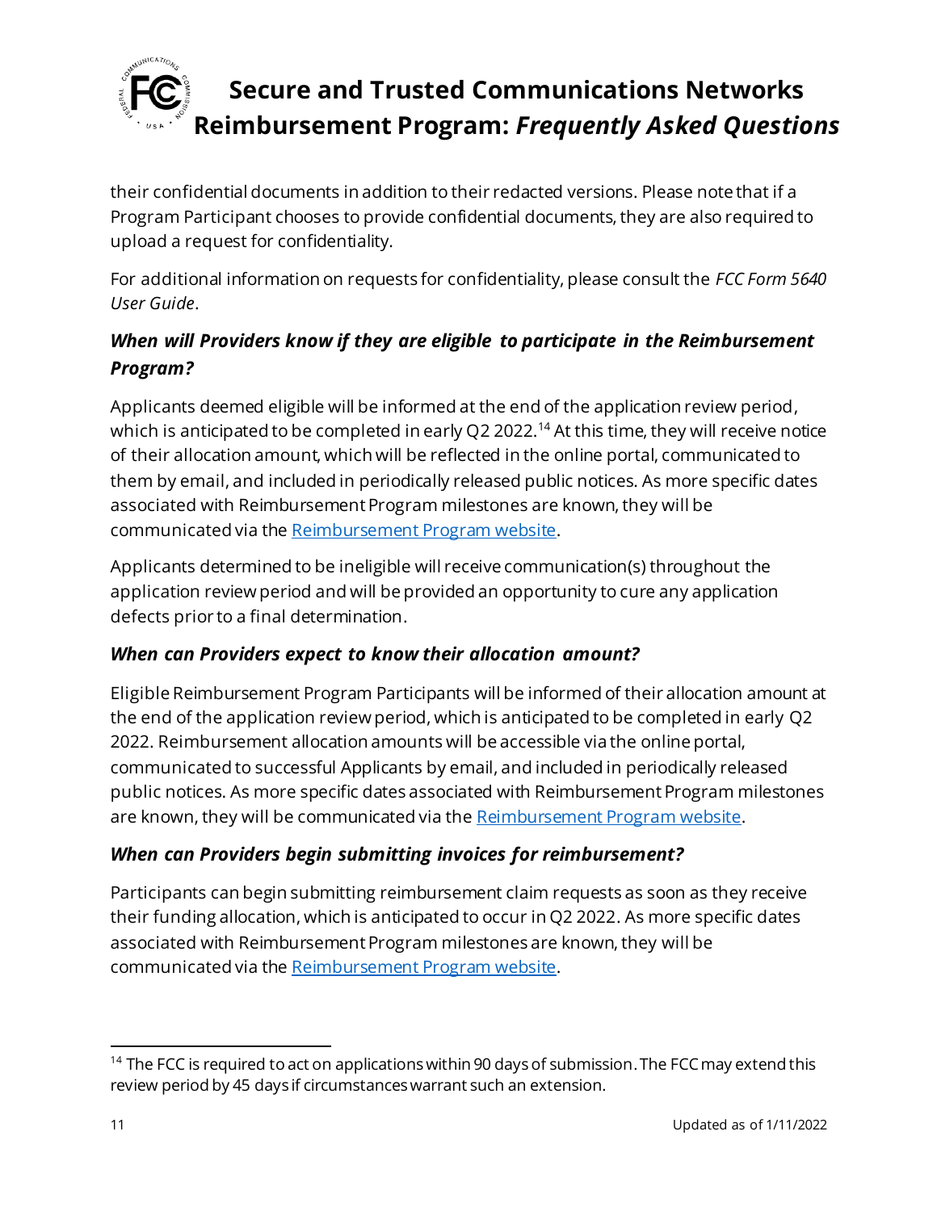their confidential documents in addition to their redacted versions. Please note that if a Program Participant chooses to provide confidential documents, they are also required to upload a request for confidentiality.

For additional information on requests for confidentiality, please consult the *FCC Form 5640 User Guide*.

### *When will Providers know if they are eligible to participate in the Reimbursement Program?*

Applicants deemed eligible will be informed at the end of the application review period, which is anticipated to be completed in early Q2 2022.[14] At this time, they will receive notice of their allocation amount, which will be reflected in the online portal, communicated to them by email, and included in periodically released public notices. As more specific dates associated with Reimbursement Program milestones are known, they will be communicated via the [Reimbursement Program website](#).

Applicants determined to be ineligible will receive communication(s) throughout the application review period and will be provided an opportunity to cure any application defects prior to a final determination.

### *When can Providers expect to know their allocation amount?*

Eligible Reimbursement Program Participants will be informed of their allocation amount at the end of the application review period, which is anticipated to be completed in early Q2 2022. Reimbursement allocation amounts will be accessible via the online portal, communicated to successful Applicants by email, and included in periodically released public notices. As more specific dates associated with Reimbursement Program milestones are known, they will be communicated via the [Reimbursement Program website](#).

### *When can Providers begin submitting invoices for reimbursement?*

Participants can begin submitting reimbursement claim requests as soon as they receive their funding allocation, which is anticipated to occur in Q2 2022. As more specific dates associated with Reimbursement Program milestones are known, they will be communicated via the [Reimbursement Program website](#).

---

[14] The FCC is required to act on applications within 90 days of submission. The FCC may extend this review period by 45 days if circumstances warrant such an extension.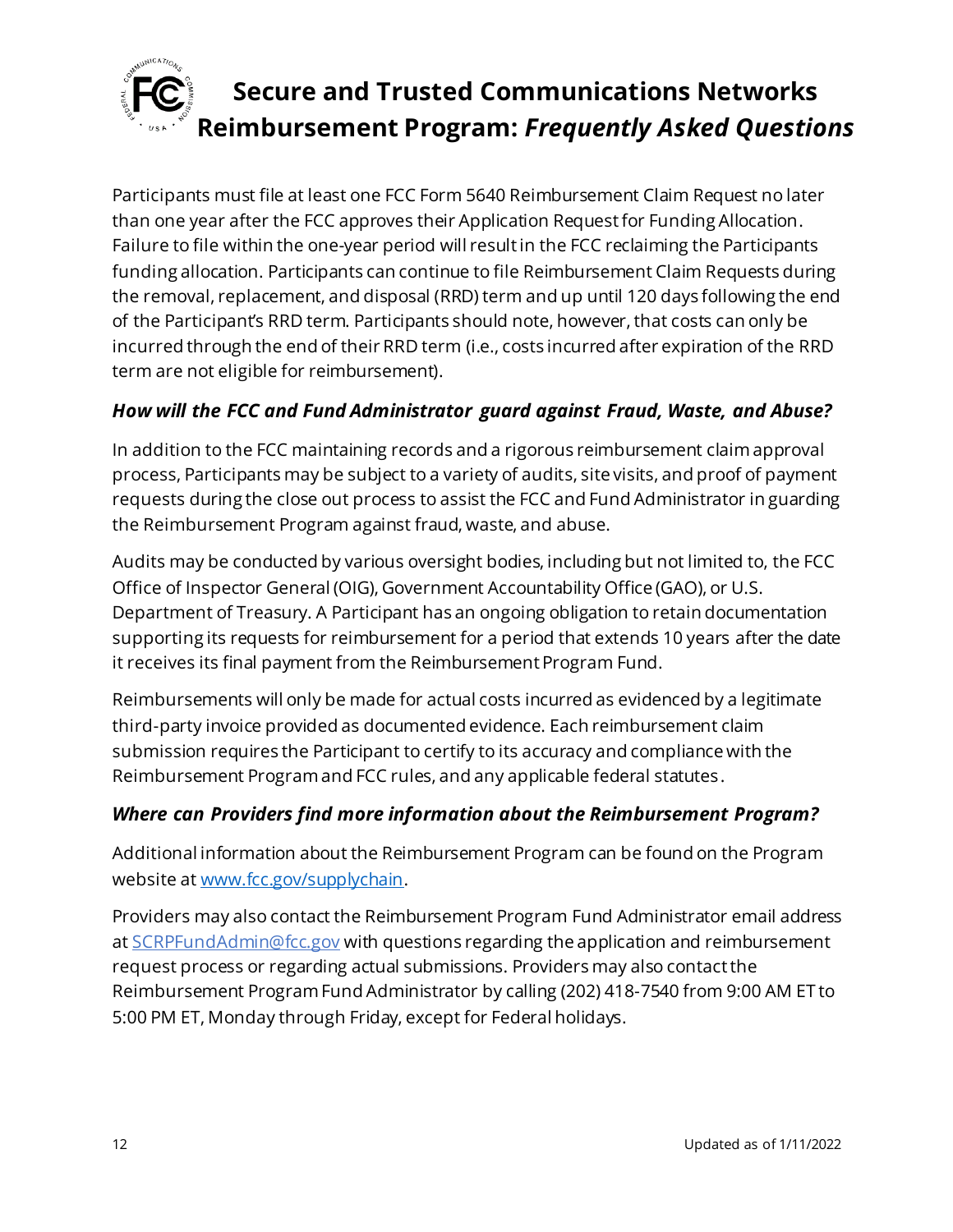Participants must file at least one FCC Form 5640 Reimbursement Claim Request no later than one year after the FCC approves their Application Request for Funding Allocation. Failure to file within the one-year period will result in the FCC reclaiming the Participants funding allocation. Participants can continue to file Reimbursement Claim Requests during the removal, replacement, and disposal (RRD) term and up until 120 days following the end of the Participant's RRD term. Participants should note, however, that costs can only be incurred through the end of their RRD term (i.e., costs incurred after expiration of the RRD term are not eligible for reimbursement).

### *How will the FCC and Fund Administrator guard against Fraud, Waste, and Abuse?*

In addition to the FCC maintaining records and a rigorous reimbursement claim approval process, Participants may be subject to a variety of audits, site visits, and proof of payment requests during the close out process to assist the FCC and Fund Administrator in guarding the Reimbursement Program against fraud, waste, and abuse.

Audits may be conducted by various oversight bodies, including but not limited to, the FCC Office of Inspector General (OIG), Government Accountability Office (GAO), or U.S. Department of Treasury. A Participant has an ongoing obligation to retain documentation supporting its requests for reimbursement for a period that extends 10 years after the date it receives its final payment from the Reimbursement Program Fund.

Reimbursements will only be made for actual costs incurred as evidenced by a legitimate third-party invoice provided as documented evidence. Each reimbursement claim submission requires the Participant to certify to its accuracy and compliance with the Reimbursement Program and FCC rules, and any applicable federal statutes.

### *Where can Providers find more information about the Reimbursement Program?*

Additional information about the Reimbursement Program can be found on the Program website at [www.fcc.gov/supplychain](http://www.fcc.gov/supplychain).

Providers may also contact the Reimbursement Program Fund Administrator email address at [SCRPFundAdmin@fcc.gov](mailto:SCRPFundAdmin@fcc.gov) with questions regarding the application and reimbursement request process or regarding actual submissions. Providers may also contact the Reimbursement Program Fund Administrator by calling (202) 418-7540 from 9:00 AM ET to 5:00 PM ET, Monday through Friday, except for Federal holidays.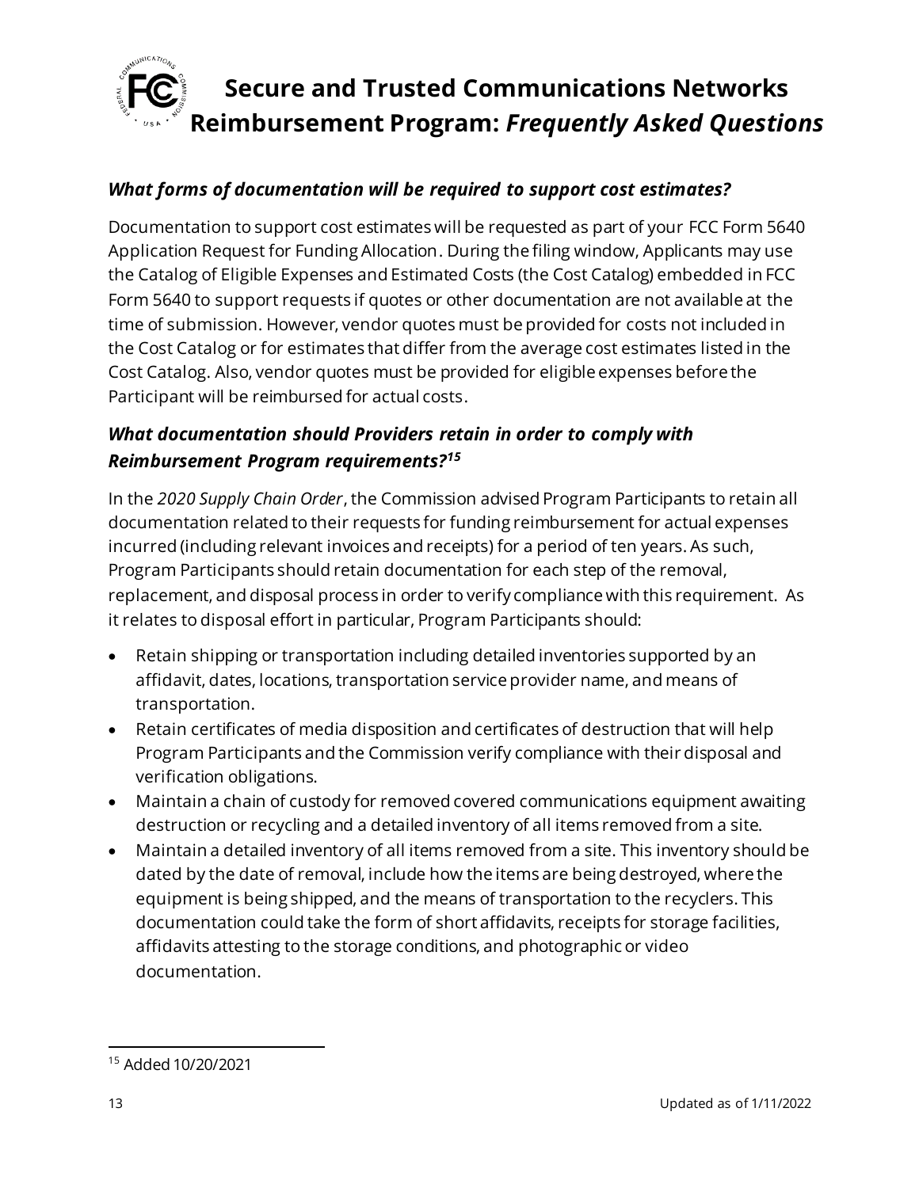### *What forms of documentation will be required to support cost estimates?*

Documentation to support cost estimates will be requested as part of your FCC Form 5640 Application Request for Funding Allocation. During the filing window, Applicants may use the Catalog of Eligible Expenses and Estimated Costs (the Cost Catalog) embedded in FCC Form 5640 to support requests if quotes or other documentation are not available at the time of submission. However, vendor quotes must be provided for costs not included in the Cost Catalog or for estimates that differ from the average cost estimates listed in the Cost Catalog. Also, vendor quotes must be provided for eligible expenses before the Participant will be reimbursed for actual costs.

### *What documentation should Providers retain in order to comply with Reimbursement Program requirements?*[15]

In the *2020 Supply Chain Order*, the Commission advised Program Participants to retain all documentation related to their requests for funding reimbursement for actual expenses incurred (including relevant invoices and receipts) for a period of ten years. As such, Program Participants should retain documentation for each step of the removal, replacement, and disposal process in order to verify compliance with this requirement. As it relates to disposal effort in particular, Program Participants should:

- Retain shipping or transportation including detailed inventories supported by an affidavit, dates, locations, transportation service provider name, and means of transportation.
- Retain certificates of media disposition and certificates of destruction that will help Program Participants and the Commission verify compliance with their disposal and verification obligations.
- Maintain a chain of custody for removed covered communications equipment awaiting destruction or recycling and a detailed inventory of all items removed from a site.
- Maintain a detailed inventory of all items removed from a site. This inventory should be dated by the date of removal, include how the items are being destroyed, where the equipment is being shipped, and the means of transportation to the recyclers. This documentation could take the form of short affidavits, receipts for storage facilities, affidavits attesting to the storage conditions, and photographic or video documentation.

[15] Added 10/20/2021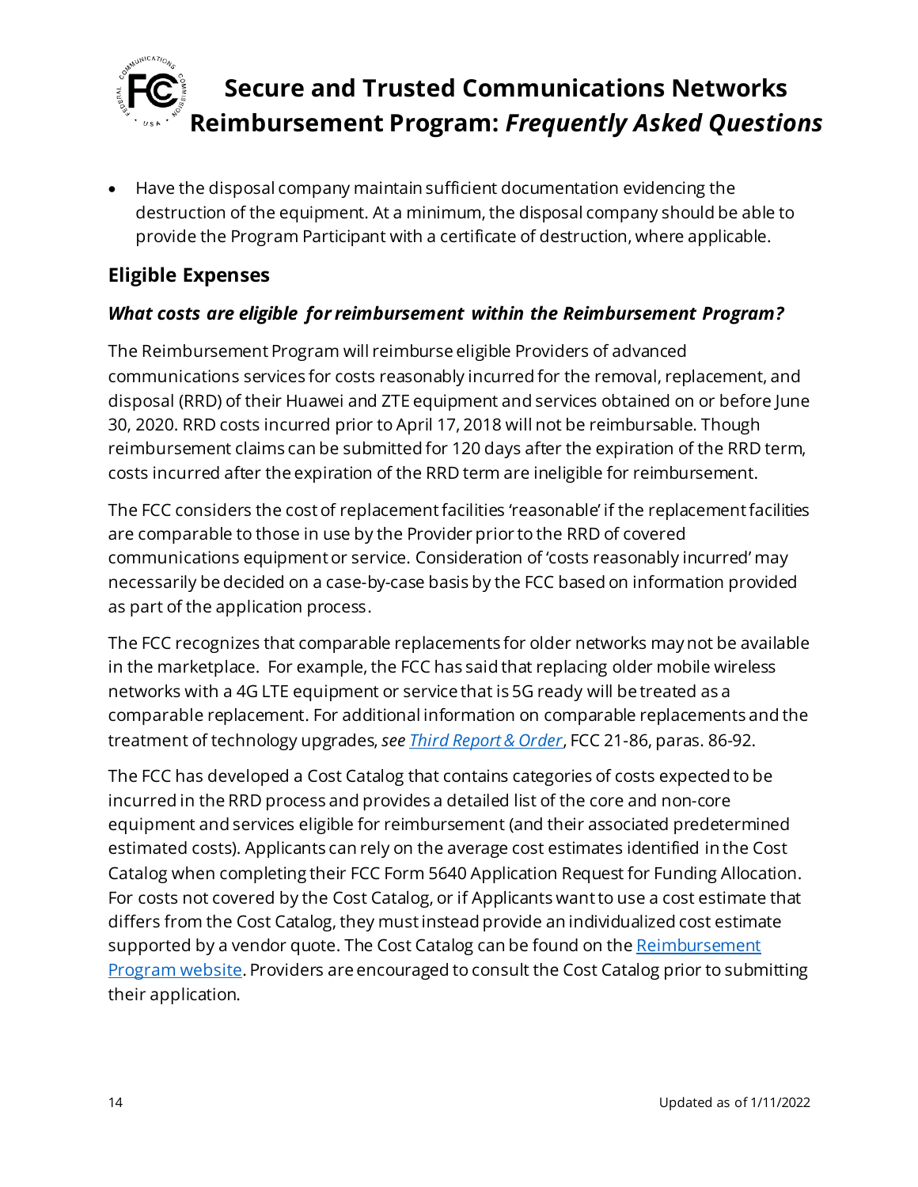- Have the disposal company maintain sufficient documentation evidencing the destruction of the equipment. At a minimum, the disposal company should be able to provide the Program Participant with a certificate of destruction, where applicable.

## Eligible Expenses

### *What costs are eligible for reimbursement within the Reimbursement Program?*

The Reimbursement Program will reimburse eligible Providers of advanced communications services for costs reasonably incurred for the removal, replacement, and disposal (RRD) of their Huawei and ZTE equipment and services obtained on or before June 30, 2020. RRD costs incurred prior to April 17, 2018 will not be reimbursable. Though reimbursement claims can be submitted for 120 days after the expiration of the RRD term, costs incurred after the expiration of the RRD term are ineligible for reimbursement.

The FCC considers the cost of replacement facilities 'reasonable' if the replacement facilities are comparable to those in use by the Provider prior to the RRD of covered communications equipment or service. Consideration of 'costs reasonably incurred' may necessarily be decided on a case-by-case basis by the FCC based on information provided as part of the application process.

The FCC recognizes that comparable replacements for older networks may not be available in the marketplace. For example, the FCC has said that replacing older mobile wireless networks with a 4G LTE equipment or service that is 5G ready will be treated as a comparable replacement. For additional information on comparable replacements and the treatment of technology upgrades, *see* [*Third Report & Order*](), FCC 21-86, paras. 86-92.

The FCC has developed a Cost Catalog that contains categories of costs expected to be incurred in the RRD process and provides a detailed list of the core and non-core equipment and services eligible for reimbursement (and their associated predetermined estimated costs). Applicants can rely on the average cost estimates identified in the Cost Catalog when completing their FCC Form 5640 Application Request for Funding Allocation. For costs not covered by the Cost Catalog, or if Applicants want to use a cost estimate that differs from the Cost Catalog, they must instead provide an individualized cost estimate supported by a vendor quote. The Cost Catalog can be found on the [Reimbursement Program website](). Providers are encouraged to consult the Cost Catalog prior to submitting their application.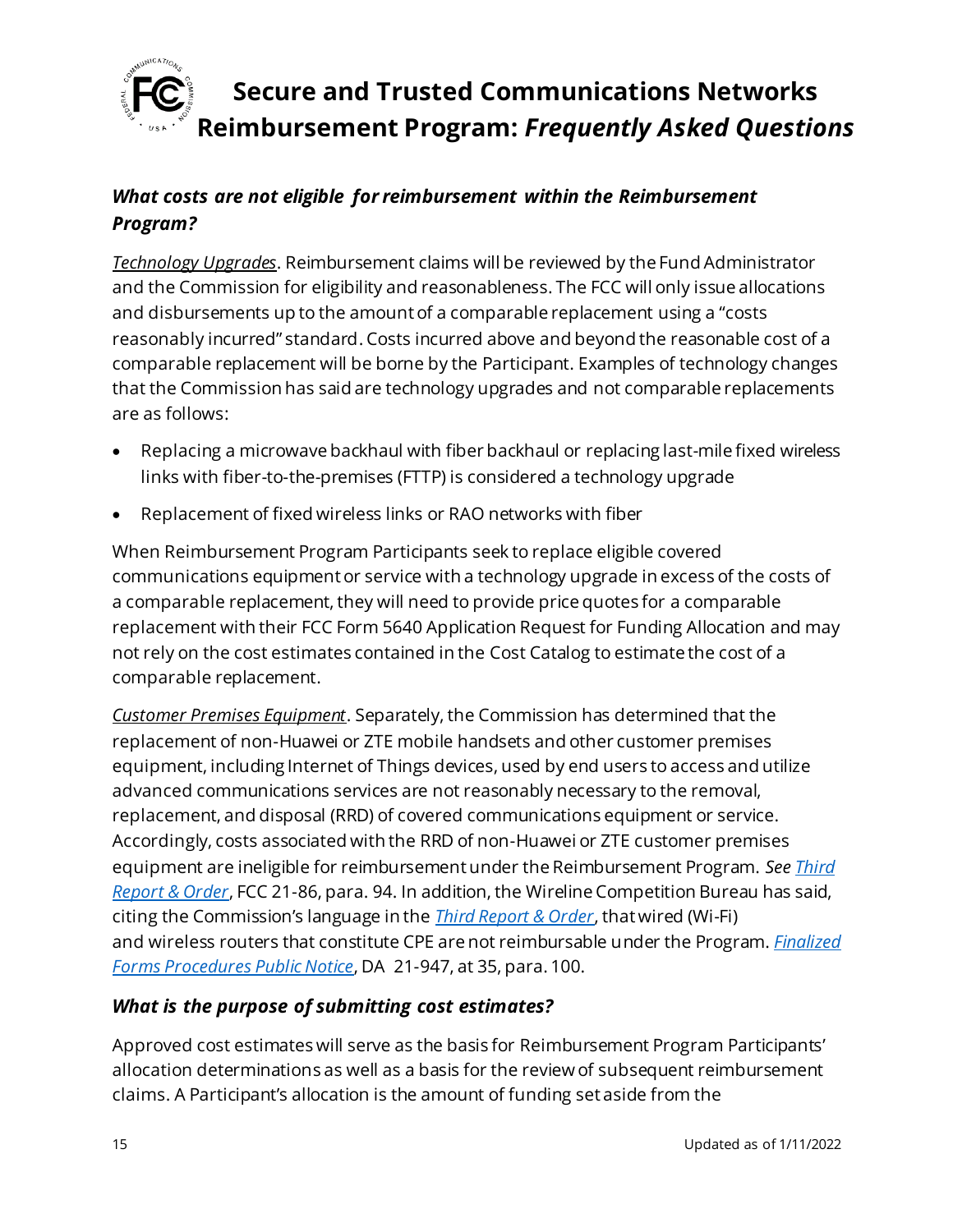### *What costs are not eligible for reimbursement within the Reimbursement Program?*

*Technology Upgrades*. Reimbursement claims will be reviewed by the Fund Administrator and the Commission for eligibility and reasonableness. The FCC will only issue allocations and disbursements up to the amount of a comparable replacement using a "costs reasonably incurred" standard. Costs incurred above and beyond the reasonable cost of a comparable replacement will be borne by the Participant. Examples of technology changes that the Commission has said are technology upgrades and not comparable replacements are as follows:

- Replacing a microwave backhaul with fiber backhaul or replacing last-mile fixed wireless links with fiber-to-the-premises (FTTP) is considered a technology upgrade
- Replacement of fixed wireless links or RAO networks with fiber

When Reimbursement Program Participants seek to replace eligible covered communications equipment or service with a technology upgrade in excess of the costs of a comparable replacement, they will need to provide price quotes for a comparable replacement with their FCC Form 5640 Application Request for Funding Allocation and may not rely on the cost estimates contained in the Cost Catalog to estimate the cost of a comparable replacement.

*Customer Premises Equipment*. Separately, the Commission has determined that the replacement of non-Huawei or ZTE mobile handsets and other customer premises equipment, including Internet of Things devices, used by end users to access and utilize advanced communications services are not reasonably necessary to the removal, replacement, and disposal (RRD) of covered communications equipment or service. Accordingly, costs associated with the RRD of non-Huawei or ZTE customer premises equipment are ineligible for reimbursement under the Reimbursement Program. *See Third Report & Order*, FCC 21-86, para. 94. In addition, the Wireline Competition Bureau has said, citing the Commission's language in the *Third Report & Order*, that wired (Wi-Fi) and wireless routers that constitute CPE are not reimbursable under the Program. *Finalized Forms Procedures Public Notice*, DA 21-947, at 35, para. 100.

### *What is the purpose of submitting cost estimates?*

Approved cost estimates will serve as the basis for Reimbursement Program Participants' allocation determinations as well as a basis for the review of subsequent reimbursement claims. A Participant's allocation is the amount of funding set aside from the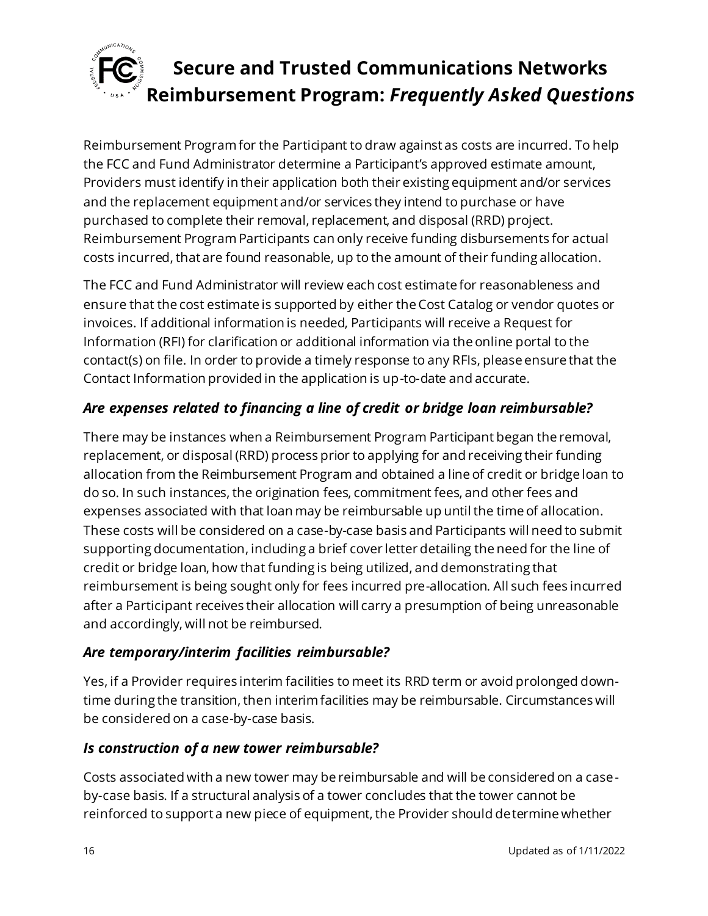Reimbursement Program for the Participant to draw against as costs are incurred. To help the FCC and Fund Administrator determine a Participant's approved estimate amount, Providers must identify in their application both their existing equipment and/or services and the replacement equipment and/or services they intend to purchase or have purchased to complete their removal, replacement, and disposal (RRD) project. Reimbursement Program Participants can only receive funding disbursements for actual costs incurred, that are found reasonable, up to the amount of their funding allocation.

The FCC and Fund Administrator will review each cost estimate for reasonableness and ensure that the cost estimate is supported by either the Cost Catalog or vendor quotes or invoices. If additional information is needed, Participants will receive a Request for Information (RFI) for clarification or additional information via the online portal to the contact(s) on file. In order to provide a timely response to any RFIs, please ensure that the Contact Information provided in the application is up-to-date and accurate.

### *Are expenses related to financing a line of credit or bridge loan reimbursable?*

There may be instances when a Reimbursement Program Participant began the removal, replacement, or disposal (RRD) process prior to applying for and receiving their funding allocation from the Reimbursement Program and obtained a line of credit or bridge loan to do so. In such instances, the origination fees, commitment fees, and other fees and expenses associated with that loan may be reimbursable up until the time of allocation. These costs will be considered on a case-by-case basis and Participants will need to submit supporting documentation, including a brief cover letter detailing the need for the line of credit or bridge loan, how that funding is being utilized, and demonstrating that reimbursement is being sought only for fees incurred pre-allocation. All such fees incurred after a Participant receives their allocation will carry a presumption of being unreasonable and accordingly, will not be reimbursed.

### *Are temporary/interim facilities reimbursable?*

Yes, if a Provider requires interim facilities to meet its RRD term or avoid prolonged down-time during the transition, then interim facilities may be reimbursable. Circumstances will be considered on a case-by-case basis.

### *Is construction of a new tower reimbursable?*

Costs associated with a new tower may be reimbursable and will be considered on a case-by-case basis. If a structural analysis of a tower concludes that the tower cannot be reinforced to support a new piece of equipment, the Provider should determine whether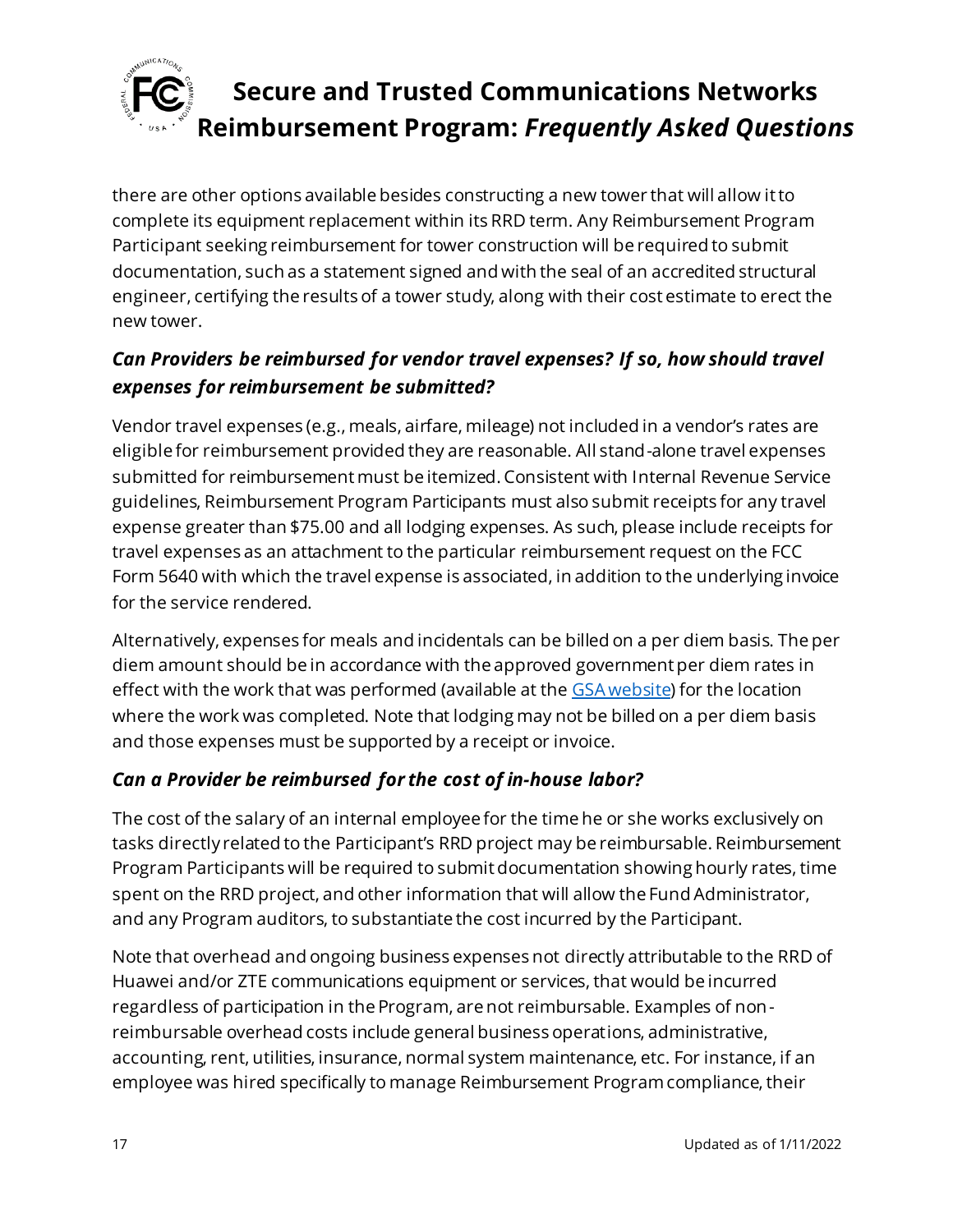there are other options available besides constructing a new tower that will allow it to complete its equipment replacement within its RRD term. Any Reimbursement Program Participant seeking reimbursement for tower construction will be required to submit documentation, such as a statement signed and with the seal of an accredited structural engineer, certifying the results of a tower study, along with their cost estimate to erect the new tower.

### *Can Providers be reimbursed for vendor travel expenses? If so, how should travel expenses for reimbursement be submitted?*

Vendor travel expenses (e.g., meals, airfare, mileage) not included in a vendor's rates are eligible for reimbursement provided they are reasonable. All stand-alone travel expenses submitted for reimbursement must be itemized. Consistent with Internal Revenue Service guidelines, Reimbursement Program Participants must also submit receipts for any travel expense greater than $75.00 and all lodging expenses. As such, please include receipts for travel expenses as an attachment to the particular reimbursement request on the FCC Form 5640 with which the travel expense is associated, in addition to the underlying invoice for the service rendered.

Alternatively, expenses for meals and incidentals can be billed on a per diem basis. The per diem amount should be in accordance with the approved government per diem rates in effect with the work that was performed (available at the [GSA website]) for the location where the work was completed. Note that lodging may not be billed on a per diem basis and those expenses must be supported by a receipt or invoice.

### *Can a Provider be reimbursed for the cost of in-house labor?*

The cost of the salary of an internal employee for the time he or she works exclusively on tasks directly related to the Participant's RRD project may be reimbursable. Reimbursement Program Participants will be required to submit documentation showing hourly rates, time spent on the RRD project, and other information that will allow the Fund Administrator, and any Program auditors, to substantiate the cost incurred by the Participant.

Note that overhead and ongoing business expenses not directly attributable to the RRD of Huawei and/or ZTE communications equipment or services, that would be incurred regardless of participation in the Program, are not reimbursable. Examples of non-reimbursable overhead costs include general business operations, administrative, accounting, rent, utilities, insurance, normal system maintenance, etc. For instance, if an employee was hired specifically to manage Reimbursement Program compliance, their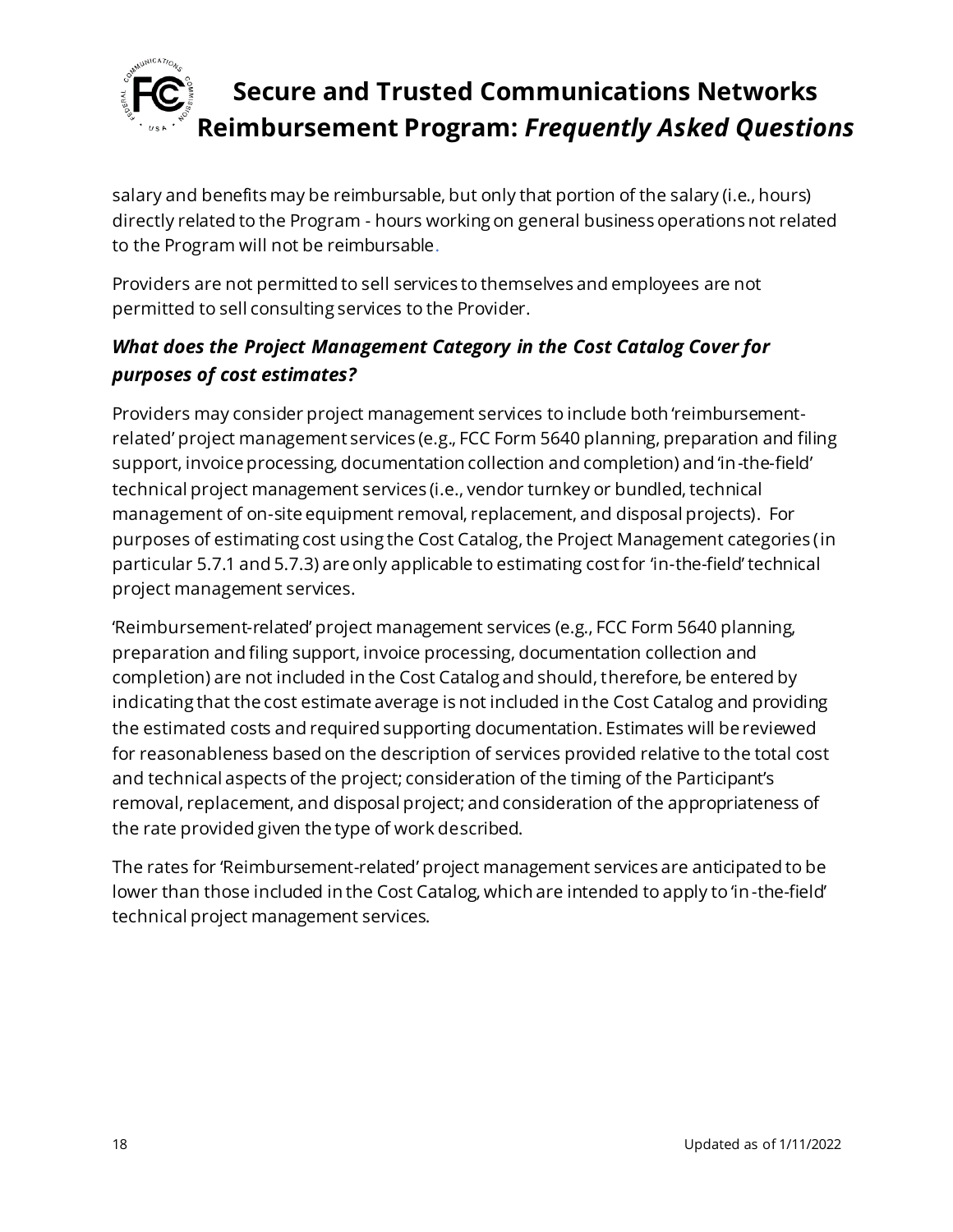salary and benefits may be reimbursable, but only that portion of the salary (i.e., hours) directly related to the Program - hours working on general business operations not related to the Program will not be reimbursable.

Providers are not permitted to sell services to themselves and employees are not permitted to sell consulting services to the Provider.

### *What does the Project Management Category in the Cost Catalog Cover for purposes of cost estimates?*

Providers may consider project management services to include both 'reimbursement-related' project management services (e.g., FCC Form 5640 planning, preparation and filing support, invoice processing, documentation collection and completion) and 'in-the-field' technical project management services (i.e., vendor turnkey or bundled, technical management of on-site equipment removal, replacement, and disposal projects). For purposes of estimating cost using the Cost Catalog, the Project Management categories (in particular 5.7.1 and 5.7.3) are only applicable to estimating cost for 'in-the-field' technical project management services.

'Reimbursement-related' project management services (e.g., FCC Form 5640 planning, preparation and filing support, invoice processing, documentation collection and completion) are not included in the Cost Catalog and should, therefore, be entered by indicating that the cost estimate average is not included in the Cost Catalog and providing the estimated costs and required supporting documentation. Estimates will be reviewed for reasonableness based on the description of services provided relative to the total cost and technical aspects of the project; consideration of the timing of the Participant's removal, replacement, and disposal project; and consideration of the appropriateness of the rate provided given the type of work described.

The rates for 'Reimbursement-related' project management services are anticipated to be lower than those included in the Cost Catalog, which are intended to apply to 'in-the-field' technical project management services.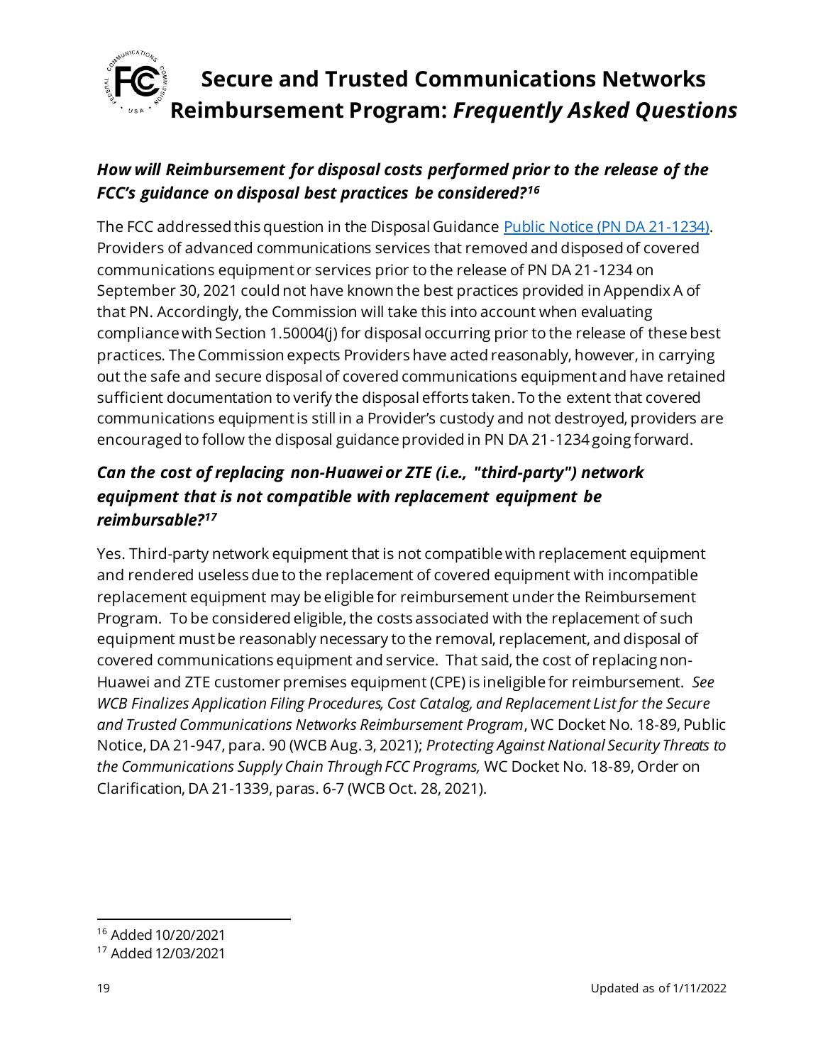### *How will Reimbursement for disposal costs performed prior to the release of the FCC's guidance on disposal best practices be considered?*[16]

The FCC addressed this question in the Disposal Guidance [Public Notice (PN DA 21-1234)](). Providers of advanced communications services that removed and disposed of covered communications equipment or services prior to the release of PN DA 21-1234 on September 30, 2021 could not have known the best practices provided in Appendix A of that PN. Accordingly, the Commission will take this into account when evaluating compliance with Section 1.50004(j) for disposal occurring prior to the release of these best practices. The Commission expects Providers have acted reasonably, however, in carrying out the safe and secure disposal of covered communications equipment and have retained sufficient documentation to verify the disposal efforts taken. To the extent that covered communications equipment is still in a Provider's custody and not destroyed, providers are encouraged to follow the disposal guidance provided in PN DA 21-1234 going forward.

### *Can the cost of replacing non-Huawei or ZTE (i.e., "third-party") network equipment that is not compatible with replacement equipment be reimbursable?*[17]

Yes. Third-party network equipment that is not compatible with replacement equipment and rendered useless due to the replacement of covered equipment with incompatible replacement equipment may be eligible for reimbursement under the Reimbursement Program. To be considered eligible, the costs associated with the replacement of such equipment must be reasonably necessary to the removal, replacement, and disposal of covered communications equipment and service. That said, the cost of replacing non-Huawei and ZTE customer premises equipment (CPE) is ineligible for reimbursement. *See WCB Finalizes Application Filing Procedures, Cost Catalog, and Replacement List for the Secure and Trusted Communications Networks Reimbursement Program*, WC Docket No. 18-89, Public Notice, DA 21-947, para. 90 (WCB Aug. 3, 2021); *Protecting Against National Security Threats to the Communications Supply Chain Through FCC Programs,* WC Docket No. 18-89, Order on Clarification, DA 21-1339, paras. 6-7 (WCB Oct. 28, 2021).

---

[16] Added 10/20/2021

[17] Added 12/03/2021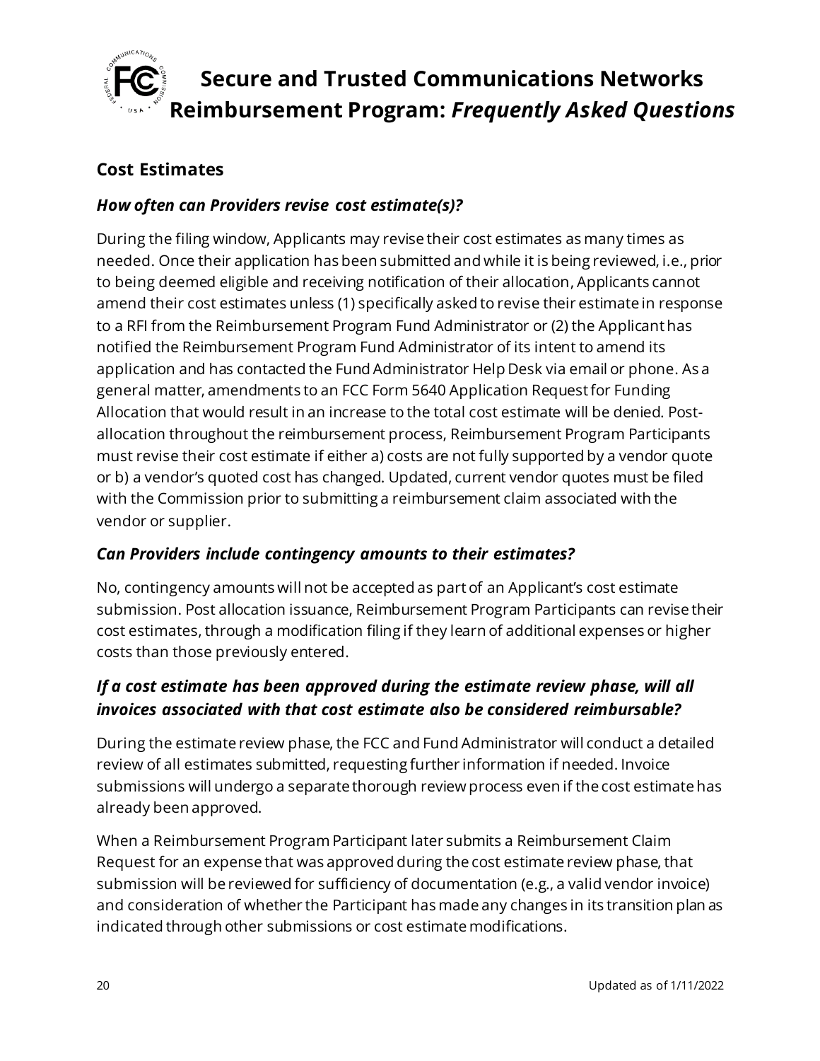## Cost Estimates

### *How often can Providers revise cost estimate(s)?*

During the filing window, Applicants may revise their cost estimates as many times as needed. Once their application has been submitted and while it is being reviewed, i.e., prior to being deemed eligible and receiving notification of their allocation, Applicants cannot amend their cost estimates unless (1) specifically asked to revise their estimate in response to a RFI from the Reimbursement Program Fund Administrator or (2) the Applicant has notified the Reimbursement Program Fund Administrator of its intent to amend its application and has contacted the Fund Administrator Help Desk via email or phone. As a general matter, amendments to an FCC Form 5640 Application Request for Funding Allocation that would result in an increase to the total cost estimate will be denied. Post-allocation throughout the reimbursement process, Reimbursement Program Participants must revise their cost estimate if either a) costs are not fully supported by a vendor quote or b) a vendor's quoted cost has changed. Updated, current vendor quotes must be filed with the Commission prior to submitting a reimbursement claim associated with the vendor or supplier.

### *Can Providers include contingency amounts to their estimates?*

No, contingency amounts will not be accepted as part of an Applicant's cost estimate submission. Post allocation issuance, Reimbursement Program Participants can revise their cost estimates, through a modification filing if they learn of additional expenses or higher costs than those previously entered.

### *If a cost estimate has been approved during the estimate review phase, will all invoices associated with that cost estimate also be considered reimbursable?*

During the estimate review phase, the FCC and Fund Administrator will conduct a detailed review of all estimates submitted, requesting further information if needed. Invoice submissions will undergo a separate thorough review process even if the cost estimate has already been approved.

When a Reimbursement Program Participant later submits a Reimbursement Claim Request for an expense that was approved during the cost estimate review phase, that submission will be reviewed for sufficiency of documentation (e.g., a valid vendor invoice) and consideration of whether the Participant has made any changes in its transition plan as indicated through other submissions or cost estimate modifications.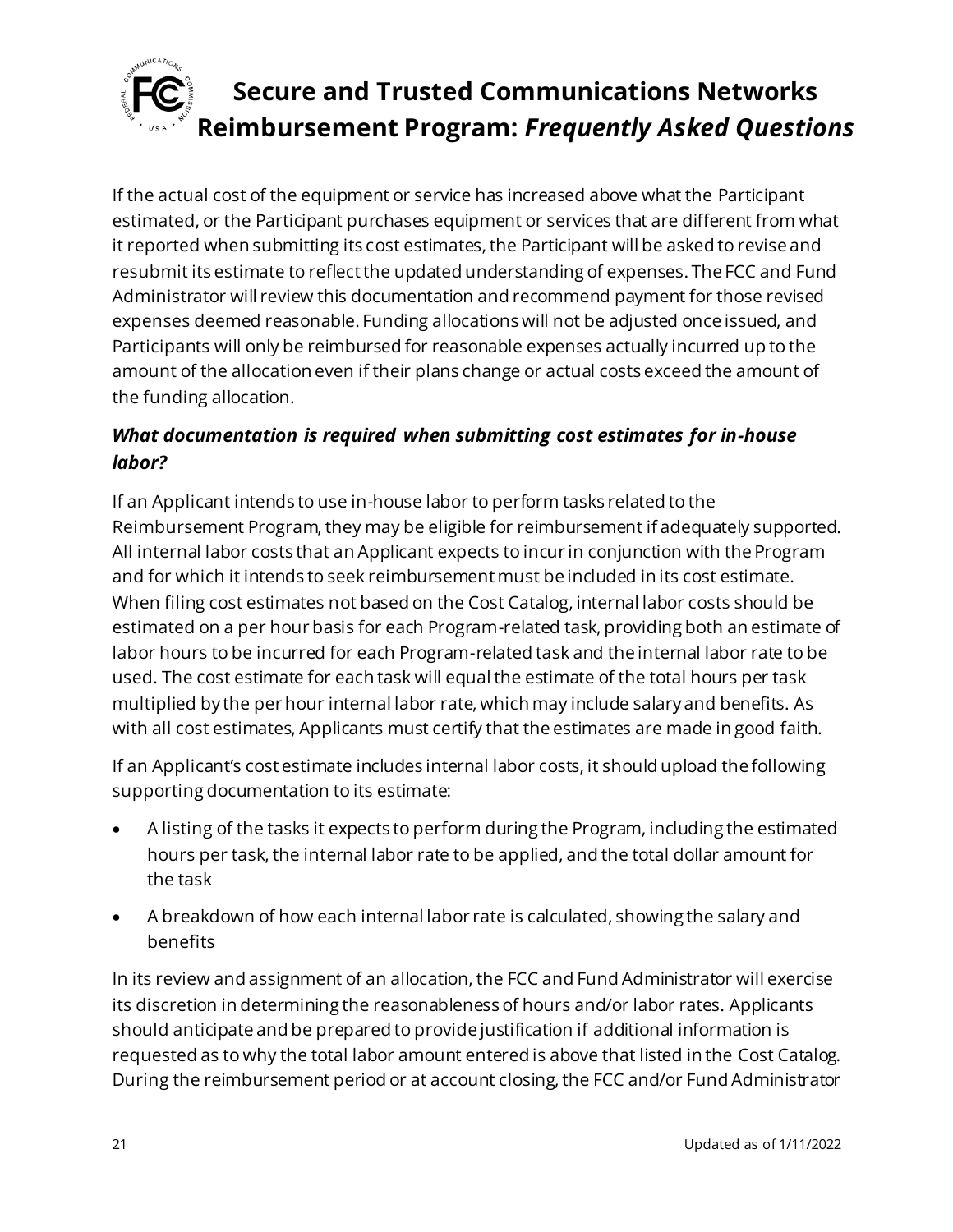If the actual cost of the equipment or service has increased above what the Participant estimated, or the Participant purchases equipment or services that are different from what it reported when submitting its cost estimates, the Participant will be asked to revise and resubmit its estimate to reflect the updated understanding of expenses. The FCC and Fund Administrator will review this documentation and recommend payment for those revised expenses deemed reasonable. Funding allocations will not be adjusted once issued, and Participants will only be reimbursed for reasonable expenses actually incurred up to the amount of the allocation even if their plans change or actual costs exceed the amount of the funding allocation.

### *What documentation is required when submitting cost estimates for in-house labor?*

If an Applicant intends to use in-house labor to perform tasks related to the Reimbursement Program, they may be eligible for reimbursement if adequately supported. All internal labor costs that an Applicant expects to incur in conjunction with the Program and for which it intends to seek reimbursement must be included in its cost estimate. When filing cost estimates not based on the Cost Catalog, internal labor costs should be estimated on a per hour basis for each Program-related task, providing both an estimate of labor hours to be incurred for each Program-related task and the internal labor rate to be used. The cost estimate for each task will equal the estimate of the total hours per task multiplied by the per hour internal labor rate, which may include salary and benefits. As with all cost estimates, Applicants must certify that the estimates are made in good faith.

If an Applicant's cost estimate includes internal labor costs, it should upload the following supporting documentation to its estimate:

- A listing of the tasks it expects to perform during the Program, including the estimated hours per task, the internal labor rate to be applied, and the total dollar amount for the task
- A breakdown of how each internal labor rate is calculated, showing the salary and benefits

In its review and assignment of an allocation, the FCC and Fund Administrator will exercise its discretion in determining the reasonableness of hours and/or labor rates. Applicants should anticipate and be prepared to provide justification if additional information is requested as to why the total labor amount entered is above that listed in the Cost Catalog. During the reimbursement period or at account closing, the FCC and/or Fund Administrator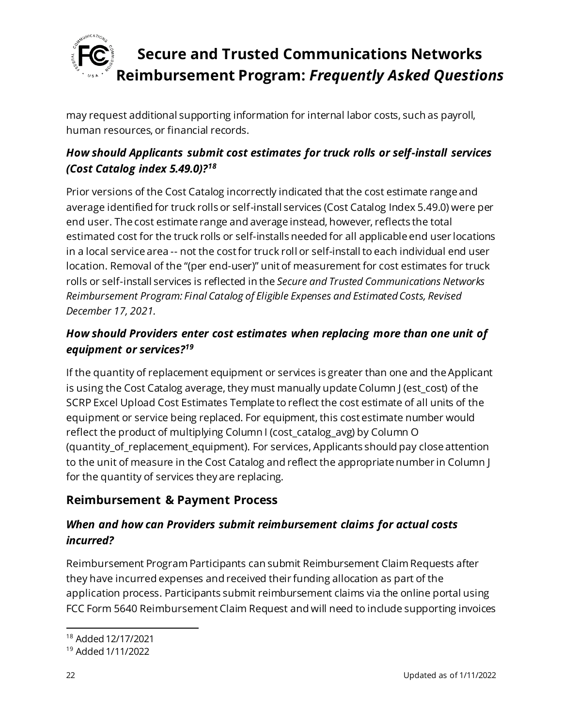may request additional supporting information for internal labor costs, such as payroll, human resources, or financial records.

### *How should Applicants submit cost estimates for truck rolls or self-install services (Cost Catalog index 5.49.0)?*[18]

Prior versions of the Cost Catalog incorrectly indicated that the cost estimate range and average identified for truck rolls or self-install services (Cost Catalog Index 5.49.0) were per end user. The cost estimate range and average instead, however, reflects the total estimated cost for the truck rolls or self-installs needed for all applicable end user locations in a local service area -- not the cost for truck roll or self-install to each individual end user location. Removal of the "(per end-user)" unit of measurement for cost estimates for truck rolls or self-install services is reflected in the *Secure and Trusted Communications Networks Reimbursement Program: Final Catalog of Eligible Expenses and Estimated Costs, Revised December 17, 2021.*

### *How should Providers enter cost estimates when replacing more than one unit of equipment or services?*[19]

If the quantity of replacement equipment or services is greater than one and the Applicant is using the Cost Catalog average, they must manually update Column J (est_cost) of the SCRP Excel Upload Cost Estimates Template to reflect the cost estimate of all units of the equipment or service being replaced. For equipment, this cost estimate number would reflect the product of multiplying Column I (cost_catalog_avg) by Column O (quantity_of_replacement_equipment). For services, Applicants should pay close attention to the unit of measure in the Cost Catalog and reflect the appropriate number in Column J for the quantity of services they are replacing.

## Reimbursement & Payment Process

### *When and how can Providers submit reimbursement claims for actual costs incurred?*

Reimbursement Program Participants can submit Reimbursement Claim Requests after they have incurred expenses and received their funding allocation as part of the application process. Participants submit reimbursement claims via the online portal using FCC Form 5640 Reimbursement Claim Request and will need to include supporting invoices

---

[18] Added 12/17/2021

[19] Added 1/11/2022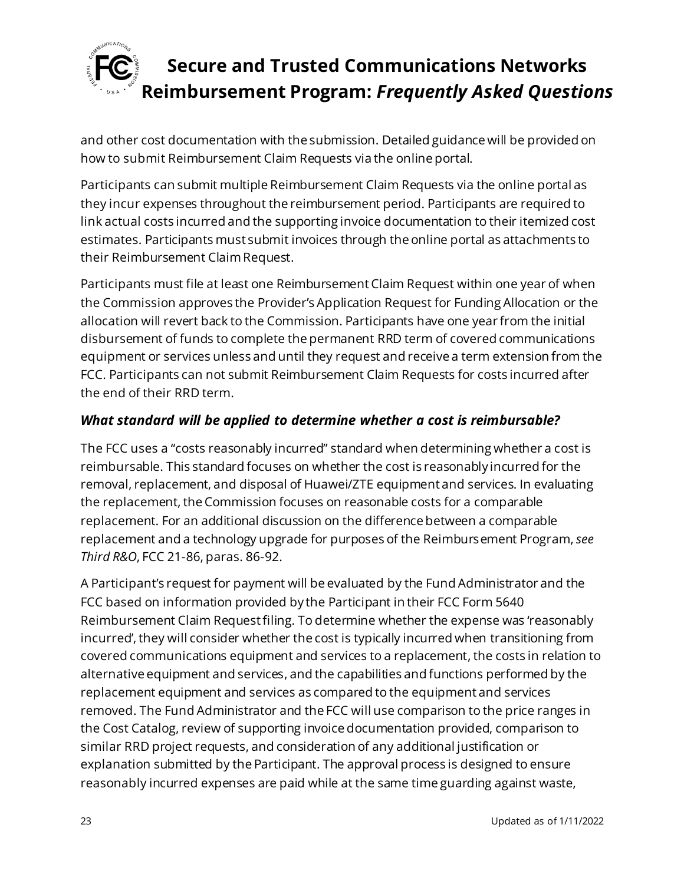and other cost documentation with the submission. Detailed guidance will be provided on how to submit Reimbursement Claim Requests via the online portal.

Participants can submit multiple Reimbursement Claim Requests via the online portal as they incur expenses throughout the reimbursement period. Participants are required to link actual costs incurred and the supporting invoice documentation to their itemized cost estimates. Participants must submit invoices through the online portal as attachments to their Reimbursement Claim Request.

Participants must file at least one Reimbursement Claim Request within one year of when the Commission approves the Provider's Application Request for Funding Allocation or the allocation will revert back to the Commission. Participants have one year from the initial disbursement of funds to complete the permanent RRD term of covered communications equipment or services unless and until they request and receive a term extension from the FCC. Participants can not submit Reimbursement Claim Requests for costs incurred after the end of their RRD term.

### *What standard will be applied to determine whether a cost is reimbursable?*

The FCC uses a "costs reasonably incurred" standard when determining whether a cost is reimbursable. This standard focuses on whether the cost is reasonably incurred for the removal, replacement, and disposal of Huawei/ZTE equipment and services. In evaluating the replacement, the Commission focuses on reasonable costs for a comparable replacement. For an additional discussion on the difference between a comparable replacement and a technology upgrade for purposes of the Reimbursement Program, *see Third R&O*, FCC 21-86, paras. 86-92.

A Participant's request for payment will be evaluated by the Fund Administrator and the FCC based on information provided by the Participant in their FCC Form 5640 Reimbursement Claim Request filing. To determine whether the expense was 'reasonably incurred', they will consider whether the cost is typically incurred when transitioning from covered communications equipment and services to a replacement, the costs in relation to alternative equipment and services, and the capabilities and functions performed by the replacement equipment and services as compared to the equipment and services removed. The Fund Administrator and the FCC will use comparison to the price ranges in the Cost Catalog, review of supporting invoice documentation provided, comparison to similar RRD project requests, and consideration of any additional justification or explanation submitted by the Participant. The approval process is designed to ensure reasonably incurred expenses are paid while at the same time guarding against waste,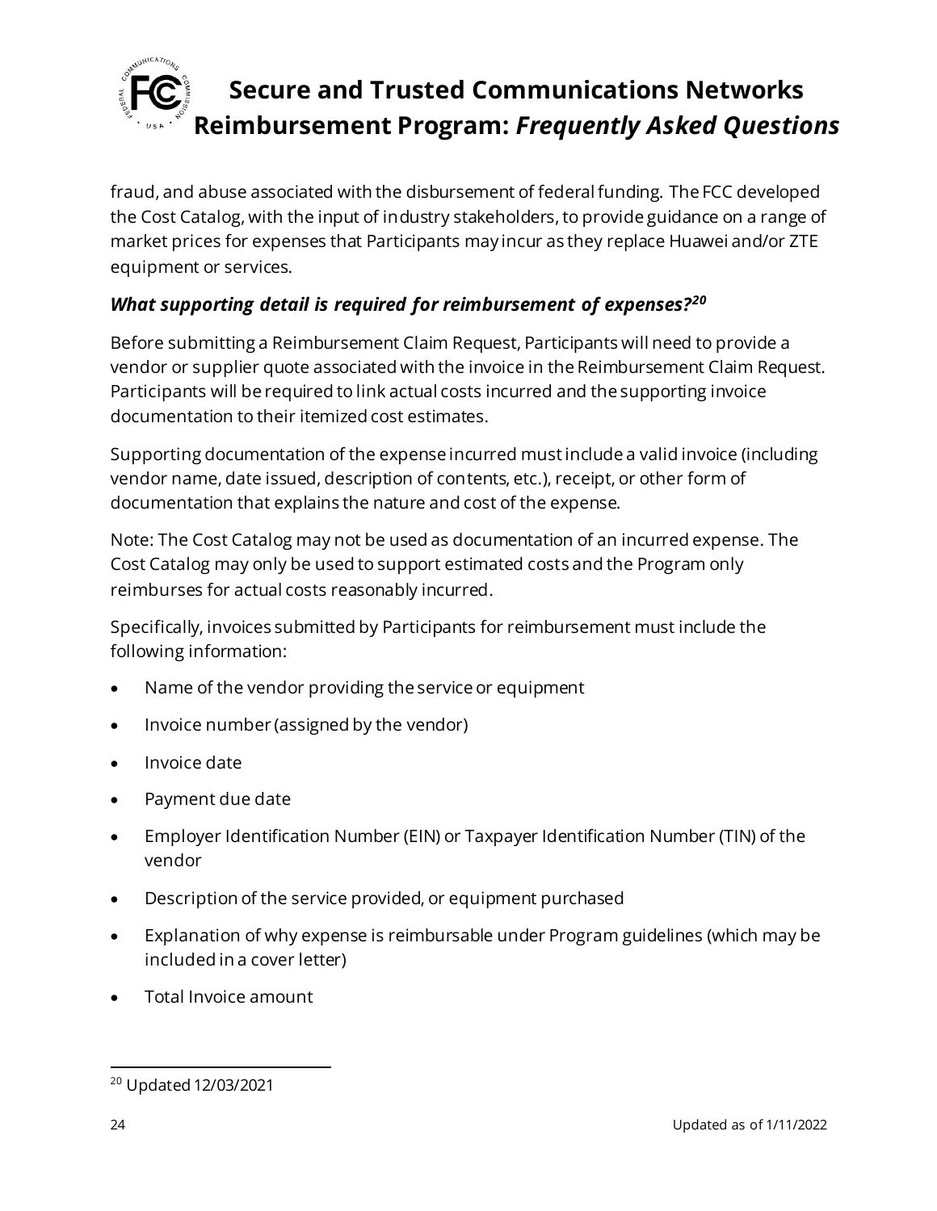fraud, and abuse associated with the disbursement of federal funding. The FCC developed the Cost Catalog, with the input of industry stakeholders, to provide guidance on a range of market prices for expenses that Participants may incur as they replace Huawei and/or ZTE equipment or services.

### *What supporting detail is required for reimbursement of expenses?*[20]

Before submitting a Reimbursement Claim Request, Participants will need to provide a vendor or supplier quote associated with the invoice in the Reimbursement Claim Request. Participants will be required to link actual costs incurred and the supporting invoice documentation to their itemized cost estimates.

Supporting documentation of the expense incurred must include a valid invoice (including vendor name, date issued, description of contents, etc.), receipt, or other form of documentation that explains the nature and cost of the expense.

Note: The Cost Catalog may not be used as documentation of an incurred expense. The Cost Catalog may only be used to support estimated costs and the Program only reimburses for actual costs reasonably incurred.

Specifically, invoices submitted by Participants for reimbursement must include the following information:

- Name of the vendor providing the service or equipment
- Invoice number (assigned by the vendor)
- Invoice date
- Payment due date
- Employer Identification Number (EIN) or Taxpayer Identification Number (TIN) of the vendor
- Description of the service provided, or equipment purchased
- Explanation of why expense is reimbursable under Program guidelines (which may be included in a cover letter)
- Total Invoice amount

[20] Updated 12/03/2021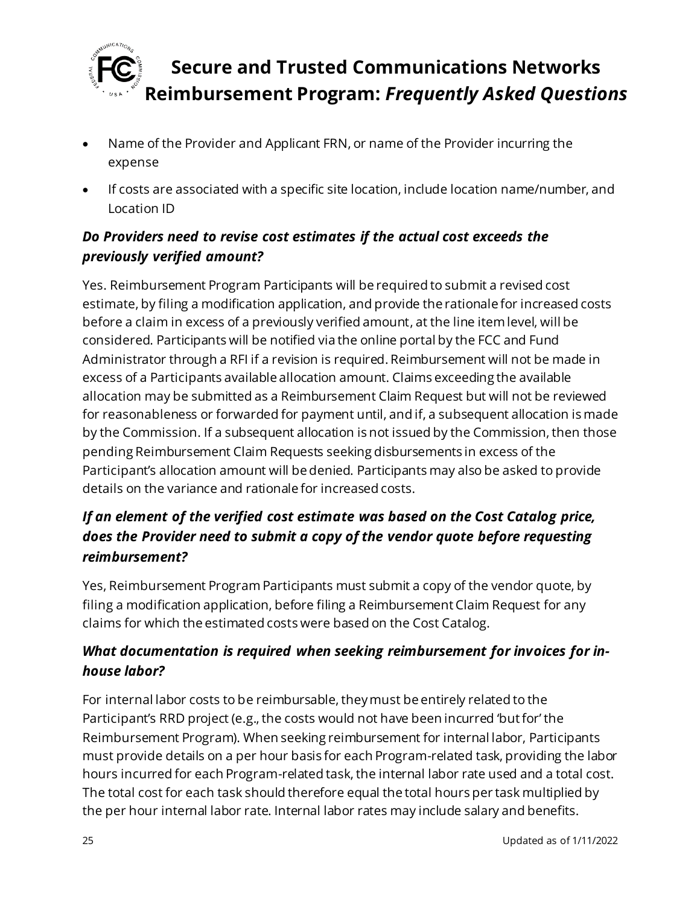- Name of the Provider and Applicant FRN, or name of the Provider incurring the expense
- If costs are associated with a specific site location, include location name/number, and Location ID

### *Do Providers need to revise cost estimates if the actual cost exceeds the previously verified amount?*

Yes. Reimbursement Program Participants will be required to submit a revised cost estimate, by filing a modification application, and provide the rationale for increased costs before a claim in excess of a previously verified amount, at the line item level, will be considered. Participants will be notified via the online portal by the FCC and Fund Administrator through a RFI if a revision is required. Reimbursement will not be made in excess of a Participants available allocation amount. Claims exceeding the available allocation may be submitted as a Reimbursement Claim Request but will not be reviewed for reasonableness or forwarded for payment until, and if, a subsequent allocation is made by the Commission. If a subsequent allocation is not issued by the Commission, then those pending Reimbursement Claim Requests seeking disbursements in excess of the Participant's allocation amount will be denied. Participants may also be asked to provide details on the variance and rationale for increased costs.

### *If an element of the verified cost estimate was based on the Cost Catalog price, does the Provider need to submit a copy of the vendor quote before requesting reimbursement?*

Yes, Reimbursement Program Participants must submit a copy of the vendor quote, by filing a modification application, before filing a Reimbursement Claim Request for any claims for which the estimated costs were based on the Cost Catalog.

### *What documentation is required when seeking reimbursement for invoices for in-house labor?*

For internal labor costs to be reimbursable, they must be entirely related to the Participant's RRD project (e.g., the costs would not have been incurred 'but for' the Reimbursement Program). When seeking reimbursement for internal labor, Participants must provide details on a per hour basis for each Program-related task, providing the labor hours incurred for each Program-related task, the internal labor rate used and a total cost. The total cost for each task should therefore equal the total hours per task multiplied by the per hour internal labor rate. Internal labor rates may include salary and benefits.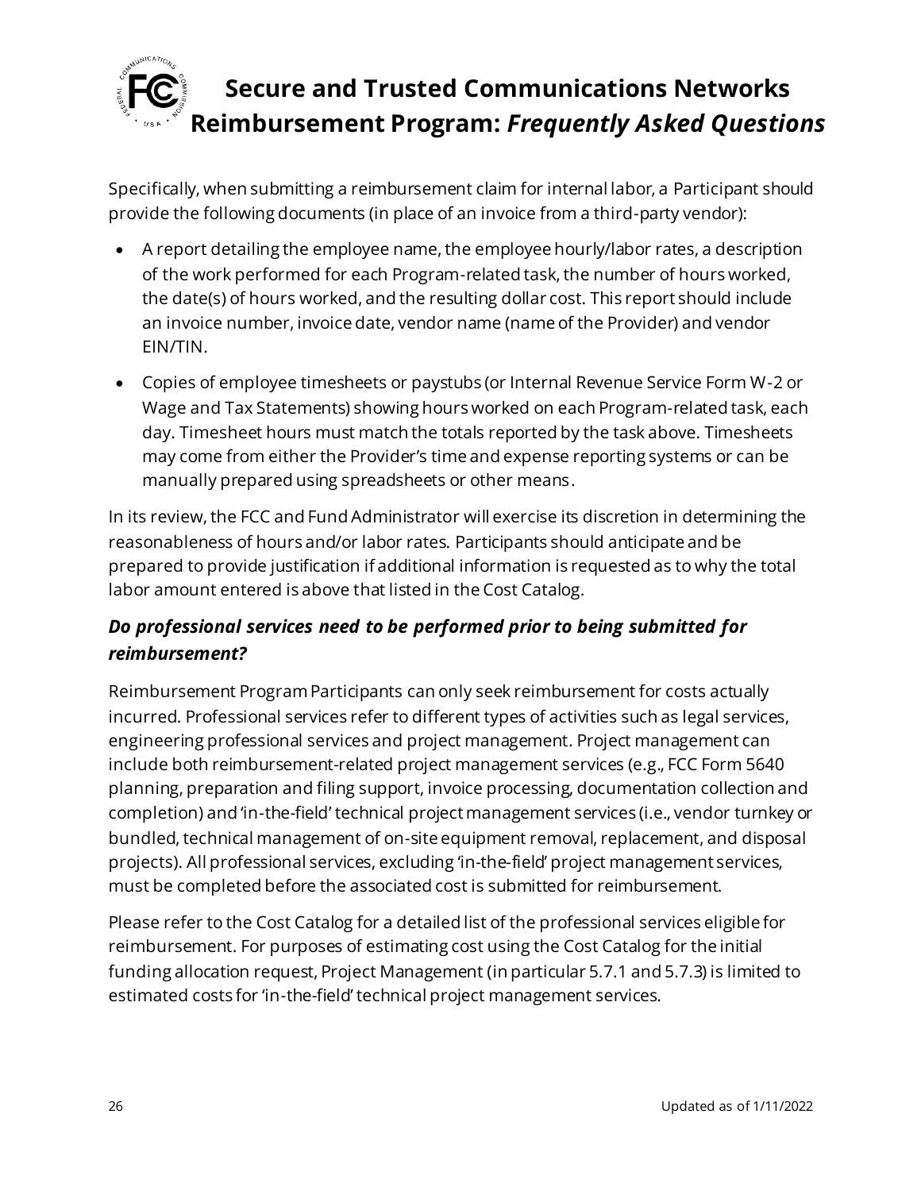Specifically, when submitting a reimbursement claim for internal labor, a Participant should provide the following documents (in place of an invoice from a third-party vendor):

- A report detailing the employee name, the employee hourly/labor rates, a description of the work performed for each Program-related task, the number of hours worked, the date(s) of hours worked, and the resulting dollar cost. This report should include an invoice number, invoice date, vendor name (name of the Provider) and vendor EIN/TIN.
- Copies of employee timesheets or paystubs (or Internal Revenue Service Form W-2 or Wage and Tax Statements) showing hours worked on each Program-related task, each day. Timesheet hours must match the totals reported by the task above. Timesheets may come from either the Provider's time and expense reporting systems or can be manually prepared using spreadsheets or other means.

In its review, the FCC and Fund Administrator will exercise its discretion in determining the reasonableness of hours and/or labor rates. Participants should anticipate and be prepared to provide justification if additional information is requested as to why the total labor amount entered is above that listed in the Cost Catalog.

### *Do professional services need to be performed prior to being submitted for reimbursement?*

Reimbursement Program Participants can only seek reimbursement for costs actually incurred. Professional services refer to different types of activities such as legal services, engineering professional services and project management. Project management can include both reimbursement-related project management services (e.g., FCC Form 5640 planning, preparation and filing support, invoice processing, documentation collection and completion) and 'in-the-field' technical project management services (i.e., vendor turnkey or bundled, technical management of on-site equipment removal, replacement, and disposal projects). All professional services, excluding 'in-the-field' project management services, must be completed before the associated cost is submitted for reimbursement.

Please refer to the Cost Catalog for a detailed list of the professional services eligible for reimbursement. For purposes of estimating cost using the Cost Catalog for the initial funding allocation request, Project Management (in particular 5.7.1 and 5.7.3) is limited to estimated costs for 'in-the-field' technical project management services.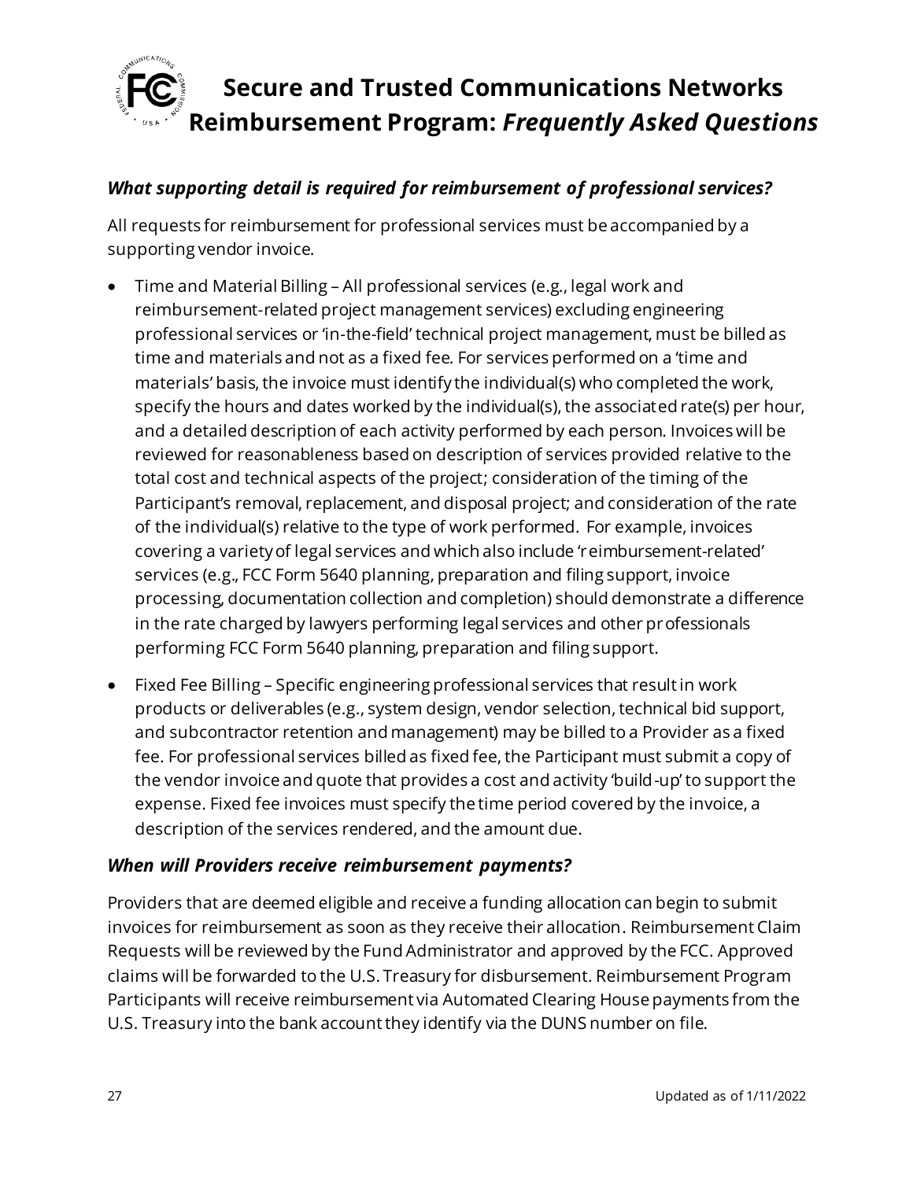### *What supporting detail is required for reimbursement of professional services?*

All requests for reimbursement for professional services must be accompanied by a supporting vendor invoice.

- Time and Material Billing – All professional services (e.g., legal work and reimbursement-related project management services) excluding engineering professional services or 'in-the-field' technical project management, must be billed as time and materials and not as a fixed fee. For services performed on a 'time and materials' basis, the invoice must identify the individual(s) who completed the work, specify the hours and dates worked by the individual(s), the associated rate(s) per hour, and a detailed description of each activity performed by each person. Invoices will be reviewed for reasonableness based on description of services provided relative to the total cost and technical aspects of the project; consideration of the timing of the Participant's removal, replacement, and disposal project; and consideration of the rate of the individual(s) relative to the type of work performed. For example, invoices covering a variety of legal services and which also include 'reimbursement-related' services (e.g., FCC Form 5640 planning, preparation and filing support, invoice processing, documentation collection and completion) should demonstrate a difference in the rate charged by lawyers performing legal services and other professionals performing FCC Form 5640 planning, preparation and filing support.
- Fixed Fee Billing – Specific engineering professional services that result in work products or deliverables (e.g., system design, vendor selection, technical bid support, and subcontractor retention and management) may be billed to a Provider as a fixed fee. For professional services billed as fixed fee, the Participant must submit a copy of the vendor invoice and quote that provides a cost and activity 'build-up' to support the expense. Fixed fee invoices must specify the time period covered by the invoice, a description of the services rendered, and the amount due.

### *When will Providers receive reimbursement payments?*

Providers that are deemed eligible and receive a funding allocation can begin to submit invoices for reimbursement as soon as they receive their allocation. Reimbursement Claim Requests will be reviewed by the Fund Administrator and approved by the FCC. Approved claims will be forwarded to the U.S. Treasury for disbursement. Reimbursement Program Participants will receive reimbursement via Automated Clearing House payments from the U.S. Treasury into the bank account they identify via the DUNS number on file.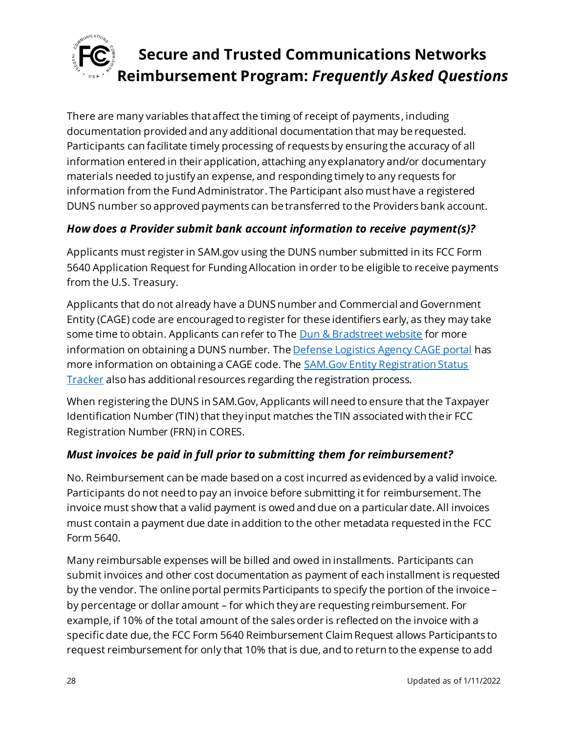There are many variables that affect the timing of receipt of payments, including documentation provided and any additional documentation that may be requested. Participants can facilitate timely processing of requests by ensuring the accuracy of all information entered in their application, attaching any explanatory and/or documentary materials needed to justify an expense, and responding timely to any requests for information from the Fund Administrator. The Participant also must have a registered DUNS number so approved payments can be transferred to the Providers bank account.

### *How does a Provider submit bank account information to receive payment(s)?*

Applicants must register in SAM.gov using the DUNS number submitted in its FCC Form 5640 Application Request for Funding Allocation in order to be eligible to receive payments from the U.S. Treasury.

Applicants that do not already have a DUNS number and Commercial and Government Entity (CAGE) code are encouraged to register for these identifiers early, as they may take some time to obtain. Applicants can refer to The [Dun & Bradstreet website] for more information on obtaining a DUNS number. The [Defense Logistics Agency CAGE portal] has more information on obtaining a CAGE code. The [SAM.Gov Entity Registration Status Tracker] also has additional resources regarding the registration process.

When registering the DUNS in SAM.Gov, Applicants will need to ensure that the Taxpayer Identification Number (TIN) that they input matches the TIN associated with their FCC Registration Number (FRN) in CORES.

### *Must invoices be paid in full prior to submitting them for reimbursement?*

No. Reimbursement can be made based on a cost incurred as evidenced by a valid invoice. Participants do not need to pay an invoice before submitting it for reimbursement. The invoice must show that a valid payment is owed and due on a particular date. All invoices must contain a payment due date in addition to the other metadata requested in the FCC Form 5640.

Many reimbursable expenses will be billed and owed in installments. Participants can submit invoices and other cost documentation as payment of each installment is requested by the vendor. The online portal permits Participants to specify the portion of the invoice – by percentage or dollar amount – for which they are requesting reimbursement. For example, if 10% of the total amount of the sales order is reflected on the invoice with a specific date due, the FCC Form 5640 Reimbursement Claim Request allows Participants to request reimbursement for only that 10% that is due, and to return to the expense to add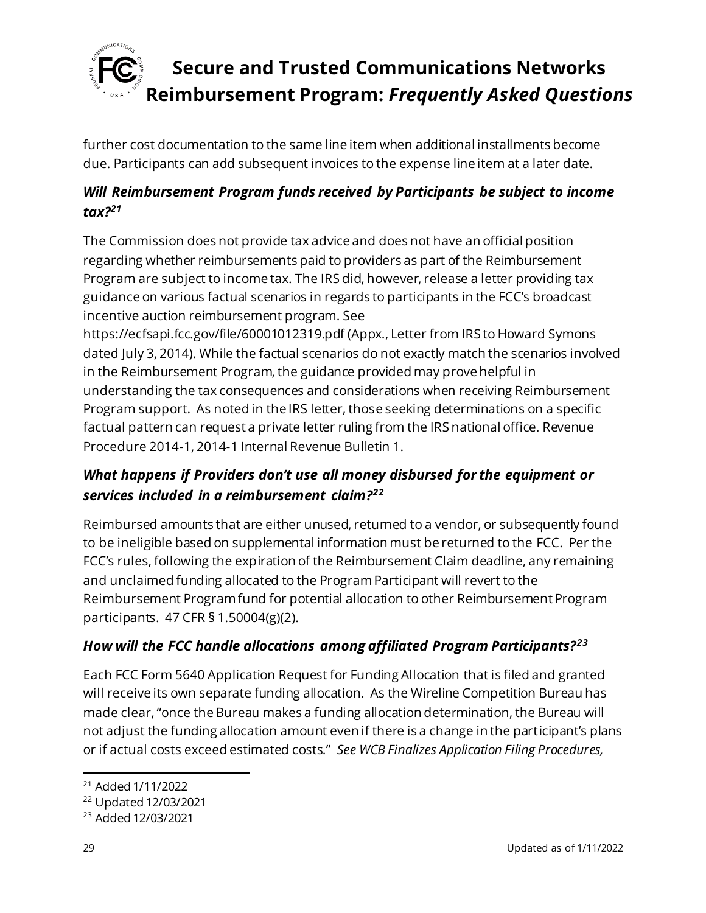further cost documentation to the same line item when additional installments become due. Participants can add subsequent invoices to the expense line item at a later date.

### *Will Reimbursement Program funds received by Participants be subject to income tax?*[21]

The Commission does not provide tax advice and does not have an official position regarding whether reimbursements paid to providers as part of the Reimbursement Program are subject to income tax. The IRS did, however, release a letter providing tax guidance on various factual scenarios in regards to participants in the FCC's broadcast incentive auction reimbursement program. See https://ecfsapi.fcc.gov/file/60001012319.pdf (Appx., Letter from IRS to Howard Symons dated July 3, 2014). While the factual scenarios do not exactly match the scenarios involved in the Reimbursement Program, the guidance provided may prove helpful in understanding the tax consequences and considerations when receiving Reimbursement Program support. As noted in the IRS letter, those seeking determinations on a specific factual pattern can request a private letter ruling from the IRS national office. Revenue Procedure 2014-1, 2014-1 Internal Revenue Bulletin 1.

### *What happens if Providers don't use all money disbursed for the equipment or services included in a reimbursement claim?*[22]

Reimbursed amounts that are either unused, returned to a vendor, or subsequently found to be ineligible based on supplemental information must be returned to the FCC. Per the FCC's rules, following the expiration of the Reimbursement Claim deadline, any remaining and unclaimed funding allocated to the Program Participant will revert to the Reimbursement Program fund for potential allocation to other Reimbursement Program participants. 47 CFR § 1.50004(g)(2).

### *How will the FCC handle allocations among affiliated Program Participants?*[23]

Each FCC Form 5640 Application Request for Funding Allocation that is filed and granted will receive its own separate funding allocation. As the Wireline Competition Bureau has made clear, "once the Bureau makes a funding allocation determination, the Bureau will not adjust the funding allocation amount even if there is a change in the participant's plans or if actual costs exceed estimated costs." *See WCB Finalizes Application Filing Procedures,*

[21] Added 1/11/2022

[22] Updated 12/03/2021

[23] Added 12/03/2021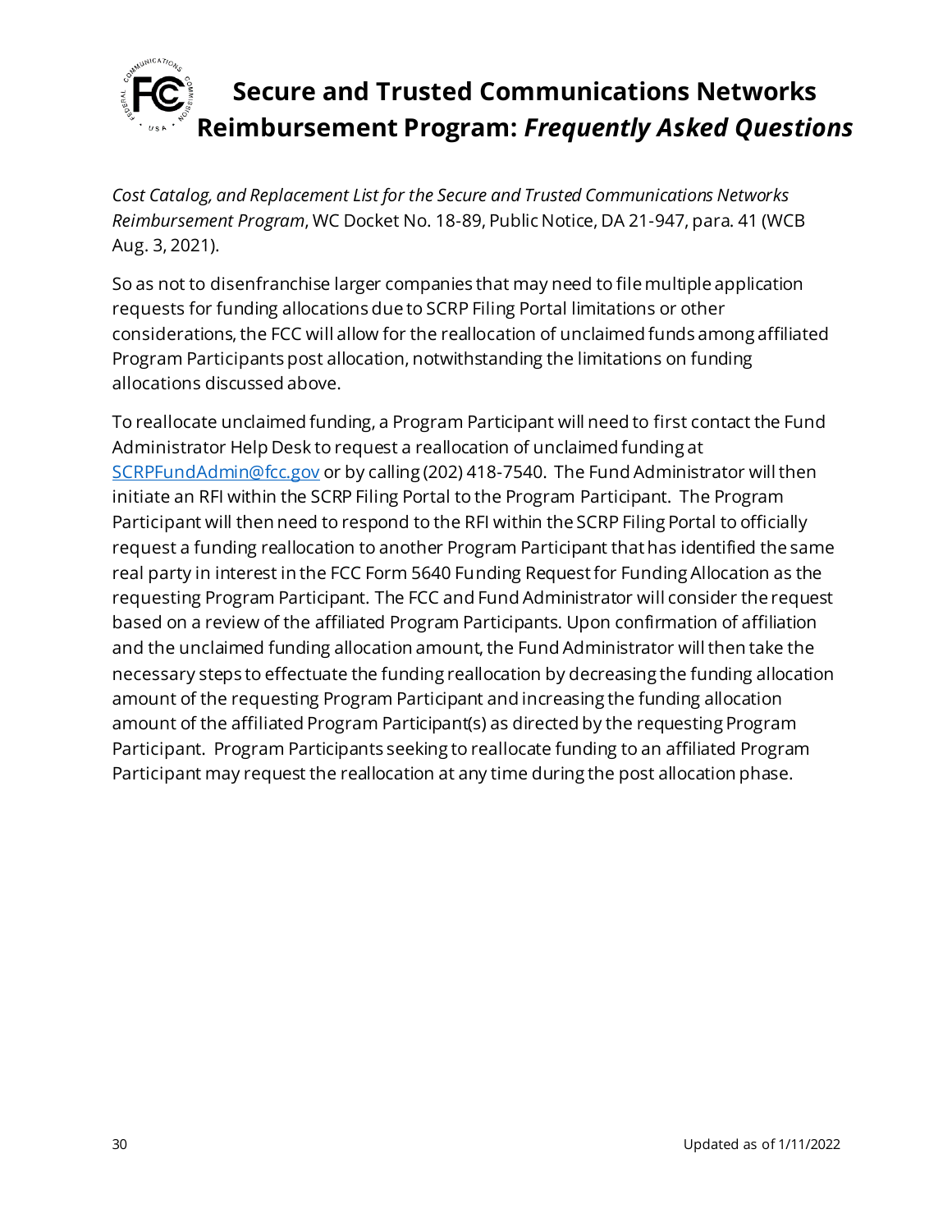*Cost Catalog, and Replacement List for the Secure and Trusted Communications Networks Reimbursement Program*, WC Docket No. 18-89, Public Notice, DA 21-947, para. 41 (WCB Aug. 3, 2021).

So as not to disenfranchise larger companies that may need to file multiple application requests for funding allocations due to SCRP Filing Portal limitations or other considerations, the FCC will allow for the reallocation of unclaimed funds among affiliated Program Participants post allocation, notwithstanding the limitations on funding allocations discussed above.

To reallocate unclaimed funding, a Program Participant will need to first contact the Fund Administrator Help Desk to request a reallocation of unclaimed funding at [SCRPFundAdmin@fcc.gov](mailto:SCRPFundAdmin@fcc.gov) or by calling (202) 418-7540. The Fund Administrator will then initiate an RFI within the SCRP Filing Portal to the Program Participant. The Program Participant will then need to respond to the RFI within the SCRP Filing Portal to officially request a funding reallocation to another Program Participant that has identified the same real party in interest in the FCC Form 5640 Funding Request for Funding Allocation as the requesting Program Participant. The FCC and Fund Administrator will consider the request based on a review of the affiliated Program Participants. Upon confirmation of affiliation and the unclaimed funding allocation amount, the Fund Administrator will then take the necessary steps to effectuate the funding reallocation by decreasing the funding allocation amount of the requesting Program Participant and increasing the funding allocation amount of the affiliated Program Participant(s) as directed by the requesting Program Participant. Program Participants seeking to reallocate funding to an affiliated Program Participant may request the reallocation at any time during the post allocation phase.